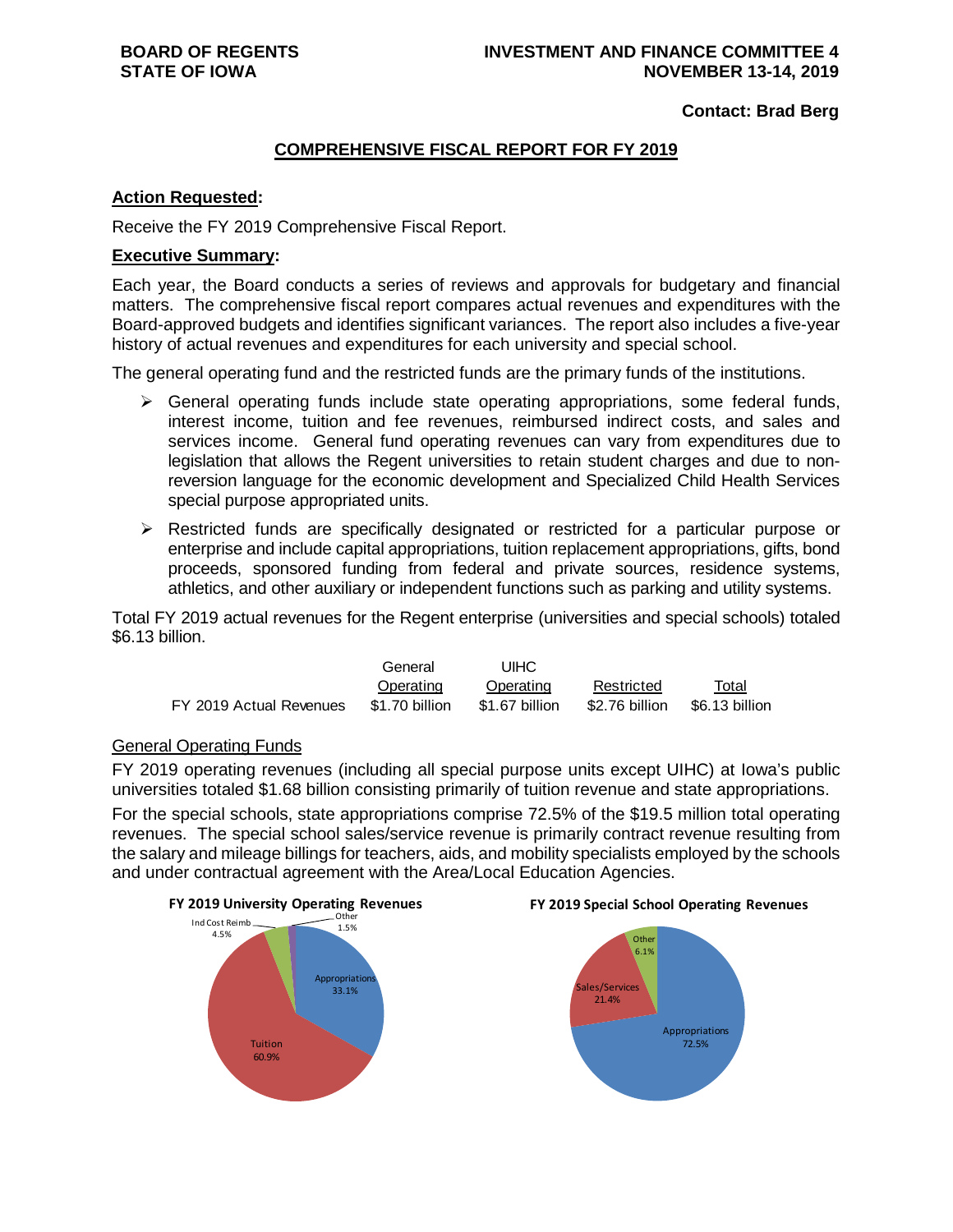**BOARD OF REGENTS**
**STATE OF IOWA**

**INVESTMENT AND FINANCE COMMITTEE 4**
**NOVEMBER 13-14, 2019**

**Contact: Brad Berg**

## COMPREHENSIVE FISCAL REPORT FOR FY 2019

**Action Requested:**

Receive the FY 2019 Comprehensive Fiscal Report.

**Executive Summary:**

Each year, the Board conducts a series of reviews and approvals for budgetary and financial matters. The comprehensive fiscal report compares actual revenues and expenditures with the Board-approved budgets and identifies significant variances. The report also includes a five-year history of actual revenues and expenditures for each university and special school.

The general operating fund and the restricted funds are the primary funds of the institutions.

- General operating funds include state operating appropriations, some federal funds, interest income, tuition and fee revenues, reimbursed indirect costs, and sales and services income. General fund operating revenues can vary from expenditures due to legislation that allows the Regent universities to retain student charges and due to non-reversion language for the economic development and Specialized Child Health Services special purpose appropriated units.
- Restricted funds are specifically designated or restricted for a particular purpose or enterprise and include capital appropriations, tuition replacement appropriations, gifts, bond proceeds, sponsored funding from federal and private sources, residence systems, athletics, and other auxiliary or independent functions such as parking and utility systems.

Total FY 2019 actual revenues for the Regent enterprise (universities and special schools) totaled $6.13 billion.

| | General Operating | UIHC Operating | Restricted | Total |
|---|---|---|---|---|
| FY 2019 Actual Revenues | $1.70 billion | $1.67 billion | $2.76 billion | $6.13 billion |

General Operating Funds

FY 2019 operating revenues (including all special purpose units except UIHC) at Iowa's public universities totaled $1.68 billion consisting primarily of tuition revenue and state appropriations.

For the special schools, state appropriations comprise 72.5% of the $19.5 million total operating revenues. The special school sales/service revenue is primarily contract revenue resulting from the salary and mileage billings for teachers, aids, and mobility specialists employed by the schools and under contractual agreement with the Area/Local Education Agencies.

**FY 2019 University Operating Revenues**

| Category | Percent |
|---|---|
| Tuition | 60.9% |
| Appropriations | 33.1% |
| Ind Cost Reimb | 4.5% |
| Other | 1.5% |

**FY 2019 Special School Operating Revenues**

| Category | Percent |
|---|---|
| Appropriations | 72.5% |
| Sales/Services | 21.4% |
| Other | 6.1% |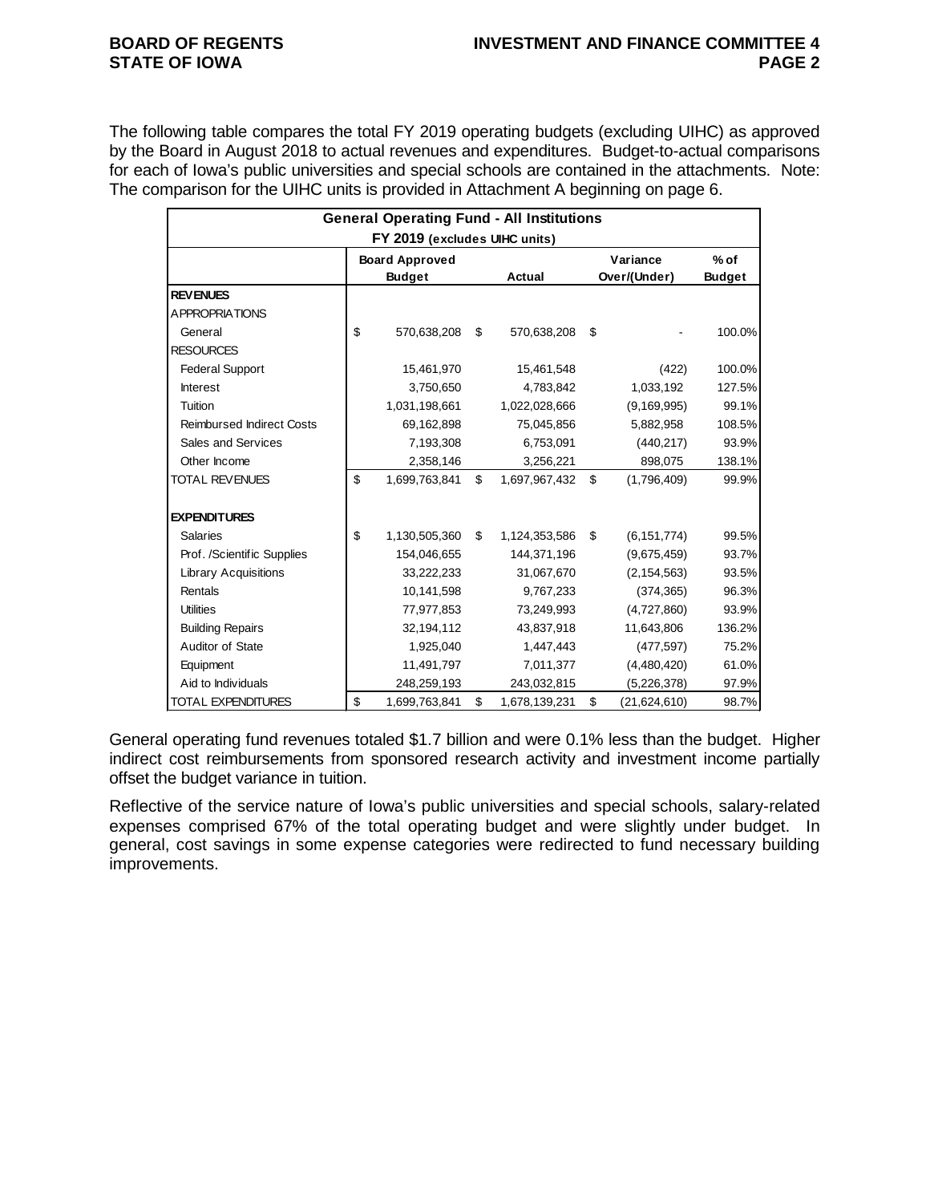The following table compares the total FY 2019 operating budgets (excluding UIHC) as approved by the Board in August 2018 to actual revenues and expenditures. Budget-to-actual comparisons for each of Iowa's public universities and special schools are contained in the attachments. Note: The comparison for the UIHC units is provided in Attachment A beginning on page 6.

| General Operating Fund - All Institutions FY 2019 (excludes UIHC units) | | | | |
|---|---|---|---|---|
| | Board Approved Budget | Actual | Variance Over/(Under) | % of Budget |
| **REVENUES** | | | | |
| APPROPRIATIONS | | | | |
| General | $ 570,638,208 | $ 570,638,208 | $ - | 100.0% |
| RESOURCES | | | | |
| Federal Support | 15,461,970 | 15,461,548 | (422) | 100.0% |
| Interest | 3,750,650 | 4,783,842 | 1,033,192 | 127.5% |
| Tuition | 1,031,198,661 | 1,022,028,666 | (9,169,995) | 99.1% |
| Reimbursed Indirect Costs | 69,162,898 | 75,045,856 | 5,882,958 | 108.5% |
| Sales and Services | 7,193,308 | 6,753,091 | (440,217) | 93.9% |
| Other Income | 2,358,146 | 3,256,221 | 898,075 | 138.1% |
| TOTAL REVENUES | $ 1,699,763,841 | $ 1,697,967,432 | $ (1,796,409) | 99.9% |
| **EXPENDITURES** | | | | |
| Salaries | $ 1,130,505,360 | $ 1,124,353,586 | $ (6,151,774) | 99.5% |
| Prof. /Scientific Supplies | 154,046,655 | 144,371,196 | (9,675,459) | 93.7% |
| Library Acquisitions | 33,222,233 | 31,067,670 | (2,154,563) | 93.5% |
| Rentals | 10,141,598 | 9,767,233 | (374,365) | 96.3% |
| Utilities | 77,977,853 | 73,249,993 | (4,727,860) | 93.9% |
| Building Repairs | 32,194,112 | 43,837,918 | 11,643,806 | 136.2% |
| Auditor of State | 1,925,040 | 1,447,443 | (477,597) | 75.2% |
| Equipment | 11,491,797 | 7,011,377 | (4,480,420) | 61.0% |
| Aid to Individuals | 248,259,193 | 243,032,815 | (5,226,378) | 97.9% |
| TOTAL EXPENDITURES | $ 1,699,763,841 | $ 1,678,139,231 | $ (21,624,610) | 98.7% |

General operating fund revenues totaled $1.7 billion and were 0.1% less than the budget. Higher indirect cost reimbursements from sponsored research activity and investment income partially offset the budget variance in tuition.

Reflective of the service nature of Iowa's public universities and special schools, salary-related expenses comprised 67% of the total operating budget and were slightly under budget. In general, cost savings in some expense categories were redirected to fund necessary building improvements.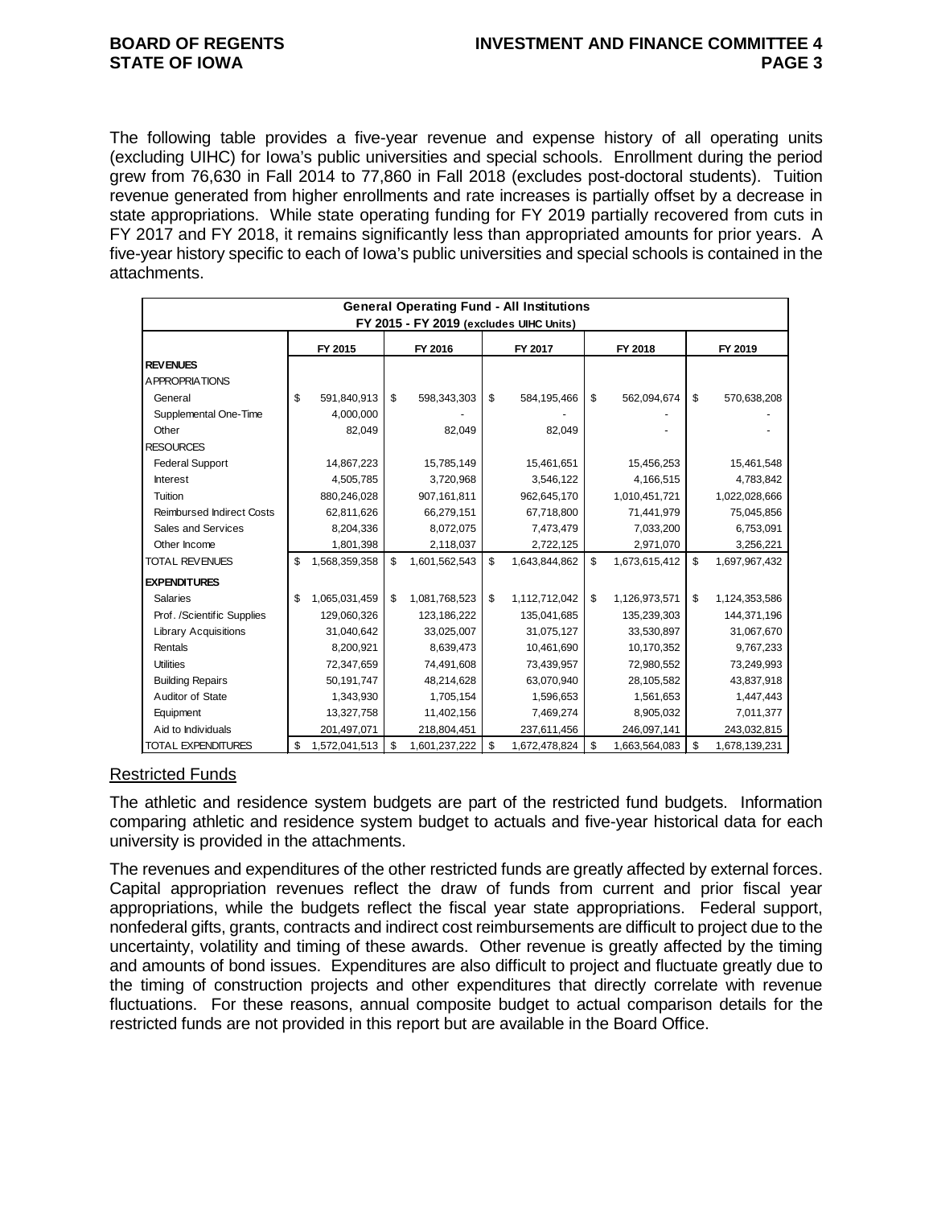The following table provides a five-year revenue and expense history of all operating units (excluding UIHC) for Iowa's public universities and special schools. Enrollment during the period grew from 76,630 in Fall 2014 to 77,860 in Fall 2018 (excludes post-doctoral students). Tuition revenue generated from higher enrollments and rate increases is partially offset by a decrease in state appropriations. While state operating funding for FY 2019 partially recovered from cuts in FY 2017 and FY 2018, it remains significantly less than appropriated amounts for prior years. A five-year history specific to each of Iowa's public universities and special schools is contained in the attachments.

| General Operating Fund - All Institutions FY 2015 - FY 2019 (excludes UIHC Units) | | | | | |
|---|---|---|---|---|---|
| | FY 2015 | FY 2016 | FY 2017 | FY 2018 | FY 2019 |
| **REVENUES** | | | | | |
| APPROPRIATIONS | | | | | |
| General | $ 591,840,913 | $ 598,343,303 | $ 584,195,466 | $ 562,094,674 | $ 570,638,208 |
| Supplemental One-Time | 4,000,000 | - | - | - | - |
| Other | 82,049 | 82,049 | 82,049 | - | - |
| RESOURCES | | | | | |
| Federal Support | 14,867,223 | 15,785,149 | 15,461,651 | 15,456,253 | 15,461,548 |
| Interest | 4,505,785 | 3,720,968 | 3,546,122 | 4,166,515 | 4,783,842 |
| Tuition | 880,246,028 | 907,161,811 | 962,645,170 | 1,010,451,721 | 1,022,028,666 |
| Reimbursed Indirect Costs | 62,811,626 | 66,279,151 | 67,718,800 | 71,441,979 | 75,045,856 |
| Sales and Services | 8,204,336 | 8,072,075 | 7,473,479 | 7,033,200 | 6,753,091 |
| Other Income | 1,801,398 | 2,118,037 | 2,722,125 | 2,971,070 | 3,256,221 |
| TOTAL REVENUES | $ 1,568,359,358 | $ 1,601,562,543 | $ 1,643,844,862 | $ 1,673,615,412 | $ 1,697,967,432 |
| **EXPENDITURES** | | | | | |
| Salaries | $ 1,065,031,459 | $ 1,081,768,523 | $ 1,112,712,042 | $ 1,126,973,571 | $ 1,124,353,586 |
| Prof. /Scientific Supplies | 129,060,326 | 123,186,222 | 135,041,685 | 135,239,303 | 144,371,196 |
| Library Acquisitions | 31,040,642 | 33,025,007 | 31,075,127 | 33,530,897 | 31,067,670 |
| Rentals | 8,200,921 | 8,639,473 | 10,461,690 | 10,170,352 | 9,767,233 |
| Utilities | 72,347,659 | 74,491,608 | 73,439,957 | 72,980,552 | 73,249,993 |
| Building Repairs | 50,191,747 | 48,214,628 | 63,070,940 | 28,105,582 | 43,837,918 |
| Auditor of State | 1,343,930 | 1,705,154 | 1,596,653 | 1,561,653 | 1,447,443 |
| Equipment | 13,327,758 | 11,402,156 | 7,469,274 | 8,905,032 | 7,011,377 |
| Aid to Individuals | 201,497,071 | 218,804,451 | 237,611,456 | 246,097,141 | 243,032,815 |
| TOTAL EXPENDITURES | $ 1,572,041,513 | $ 1,601,237,222 | $ 1,672,478,824 | $ 1,663,564,083 | $ 1,678,139,231 |

## Restricted Funds

The athletic and residence system budgets are part of the restricted fund budgets. Information comparing athletic and residence system budget to actuals and five-year historical data for each university is provided in the attachments.

The revenues and expenditures of the other restricted funds are greatly affected by external forces. Capital appropriation revenues reflect the draw of funds from current and prior fiscal year appropriations, while the budgets reflect the fiscal year state appropriations. Federal support, nonfederal gifts, grants, contracts and indirect cost reimbursements are difficult to project due to the uncertainty, volatility and timing of these awards. Other revenue is greatly affected by the timing and amounts of bond issues. Expenditures are also difficult to project and fluctuate greatly due to the timing of construction projects and other expenditures that directly correlate with revenue fluctuations. For these reasons, annual composite budget to actual comparison details for the restricted funds are not provided in this report but are available in the Board Office.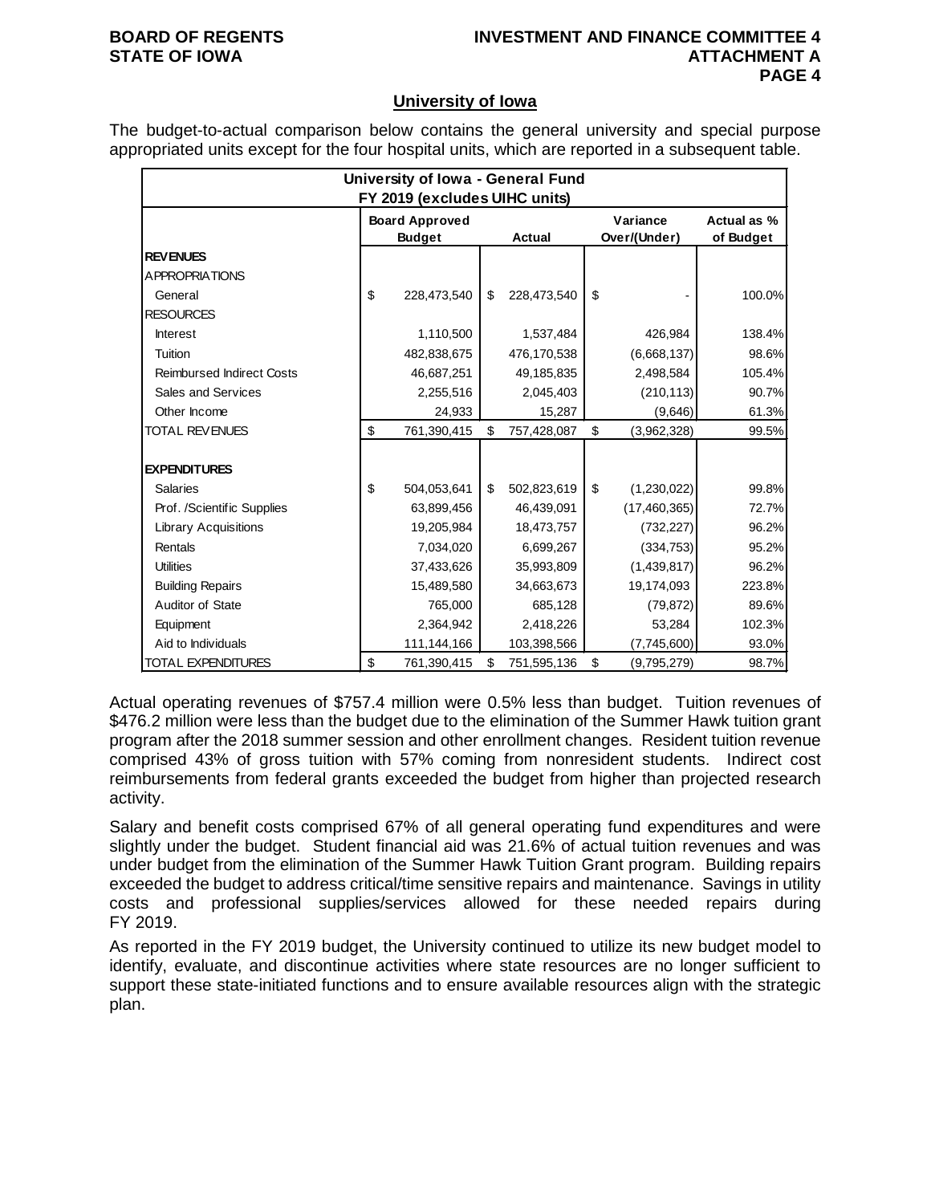## University of Iowa

The budget-to-actual comparison below contains the general university and special purpose appropriated units except for the four hospital units, which are reported in a subsequent table.

| University of Iowa - General Fund FY 2019 (excludes UIHC units) | | | | |
|---|---|---|---|---|
| | Board Approved Budget | Actual | Variance Over/(Under) | Actual as % of Budget |
| **REVENUES** | | | | |
| APPROPRIATIONS | | | | |
| General | $ 228,473,540 | $ 228,473,540 | $ - | 100.0% |
| RESOURCES | | | | |
| Interest | 1,110,500 | 1,537,484 | 426,984 | 138.4% |
| Tuition | 482,838,675 | 476,170,538 | (6,668,137) | 98.6% |
| Reimbursed Indirect Costs | 46,687,251 | 49,185,835 | 2,498,584 | 105.4% |
| Sales and Services | 2,255,516 | 2,045,403 | (210,113) | 90.7% |
| Other Income | 24,933 | 15,287 | (9,646) | 61.3% |
| TOTAL REVENUES | $ 761,390,415 | $ 757,428,087 | $ (3,962,328) | 99.5% |
| **EXPENDITURES** | | | | |
| Salaries | $ 504,053,641 | $ 502,823,619 | $ (1,230,022) | 99.8% |
| Prof. /Scientific Supplies | 63,899,456 | 46,439,091 | (17,460,365) | 72.7% |
| Library Acquisitions | 19,205,984 | 18,473,757 | (732,227) | 96.2% |
| Rentals | 7,034,020 | 6,699,267 | (334,753) | 95.2% |
| Utilities | 37,433,626 | 35,993,809 | (1,439,817) | 96.2% |
| Building Repairs | 15,489,580 | 34,663,673 | 19,174,093 | 223.8% |
| Auditor of State | 765,000 | 685,128 | (79,872) | 89.6% |
| Equipment | 2,364,942 | 2,418,226 | 53,284 | 102.3% |
| Aid to Individuals | 111,144,166 | 103,398,566 | (7,745,600) | 93.0% |
| TOTAL EXPENDITURES | $ 761,390,415 | $ 751,595,136 | $ (9,795,279) | 98.7% |

Actual operating revenues of $757.4 million were 0.5% less than budget. Tuition revenues of $476.2 million were less than the budget due to the elimination of the Summer Hawk tuition grant program after the 2018 summer session and other enrollment changes. Resident tuition revenue comprised 43% of gross tuition with 57% coming from nonresident students. Indirect cost reimbursements from federal grants exceeded the budget from higher than projected research activity.

Salary and benefit costs comprised 67% of all general operating fund expenditures and were slightly under the budget. Student financial aid was 21.6% of actual tuition revenues and was under budget from the elimination of the Summer Hawk Tuition Grant program. Building repairs exceeded the budget to address critical/time sensitive repairs and maintenance. Savings in utility costs and professional supplies/services allowed for these needed repairs during FY 2019.

As reported in the FY 2019 budget, the University continued to utilize its new budget model to identify, evaluate, and discontinue activities where state resources are no longer sufficient to support these state-initiated functions and to ensure available resources align with the strategic plan.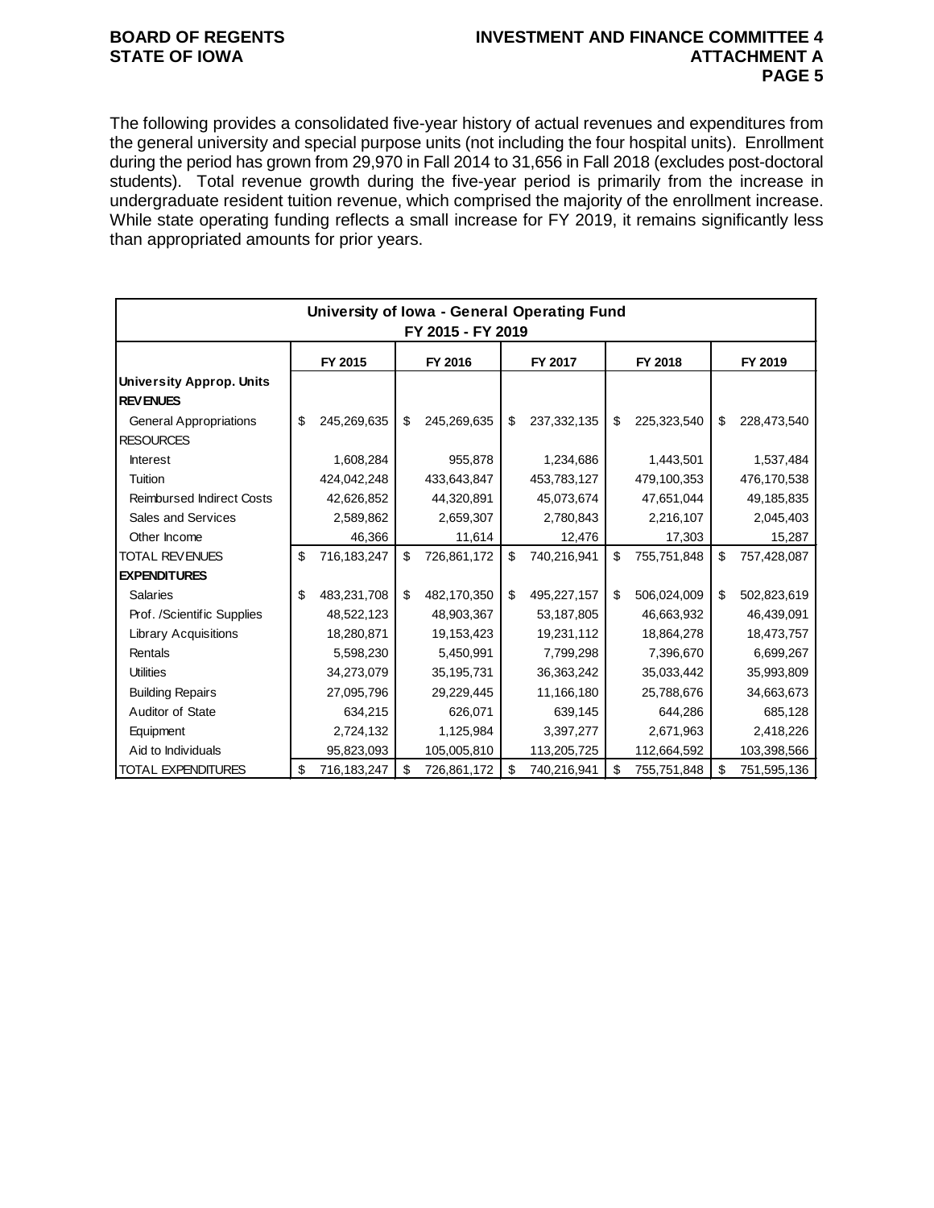The following provides a consolidated five-year history of actual revenues and expenditures from the general university and special purpose units (not including the four hospital units). Enrollment during the period has grown from 29,970 in Fall 2014 to 31,656 in Fall 2018 (excludes post-doctoral students). Total revenue growth during the five-year period is primarily from the increase in undergraduate resident tuition revenue, which comprised the majority of the enrollment increase. While state operating funding reflects a small increase for FY 2019, it remains significantly less than appropriated amounts for prior years.

| University of Iowa - General Operating Fund FY 2015 - FY 2019 | | | | | |
|---|---|---|---|---|---|
| | FY 2015 | FY 2016 | FY 2017 | FY 2018 | FY 2019 |
| **University Approp. Units** | | | | | |
| **REVENUES** | | | | | |
| General Appropriations | $ 245,269,635 | $ 245,269,635 | $ 237,332,135 | $ 225,323,540 | $ 228,473,540 |
| RESOURCES | | | | | |
| Interest | 1,608,284 | 955,878 | 1,234,686 | 1,443,501 | 1,537,484 |
| Tuition | 424,042,248 | 433,643,847 | 453,783,127 | 479,100,353 | 476,170,538 |
| Reimbursed Indirect Costs | 42,626,852 | 44,320,891 | 45,073,674 | 47,651,044 | 49,185,835 |
| Sales and Services | 2,589,862 | 2,659,307 | 2,780,843 | 2,216,107 | 2,045,403 |
| Other Income | 46,366 | 11,614 | 12,476 | 17,303 | 15,287 |
| TOTAL REVENUES | $ 716,183,247 | $ 726,861,172 | $ 740,216,941 | $ 755,751,848 | $ 757,428,087 |
| **EXPENDITURES** | | | | | |
| Salaries | $ 483,231,708 | $ 482,170,350 | $ 495,227,157 | $ 506,024,009 | $ 502,823,619 |
| Prof. /Scientific Supplies | 48,522,123 | 48,903,367 | 53,187,805 | 46,663,932 | 46,439,091 |
| Library Acquisitions | 18,280,871 | 19,153,423 | 19,231,112 | 18,864,278 | 18,473,757 |
| Rentals | 5,598,230 | 5,450,991 | 7,799,298 | 7,396,670 | 6,699,267 |
| Utilities | 34,273,079 | 35,195,731 | 36,363,242 | 35,033,442 | 35,993,809 |
| Building Repairs | 27,095,796 | 29,229,445 | 11,166,180 | 25,788,676 | 34,663,673 |
| Auditor of State | 634,215 | 626,071 | 639,145 | 644,286 | 685,128 |
| Equipment | 2,724,132 | 1,125,984 | 3,397,277 | 2,671,963 | 2,418,226 |
| Aid to Individuals | 95,823,093 | 105,005,810 | 113,205,725 | 112,664,592 | 103,398,566 |
| TOTAL EXPENDITURES | $ 716,183,247 | $ 726,861,172 | $ 740,216,941 | $ 755,751,848 | $ 751,595,136 |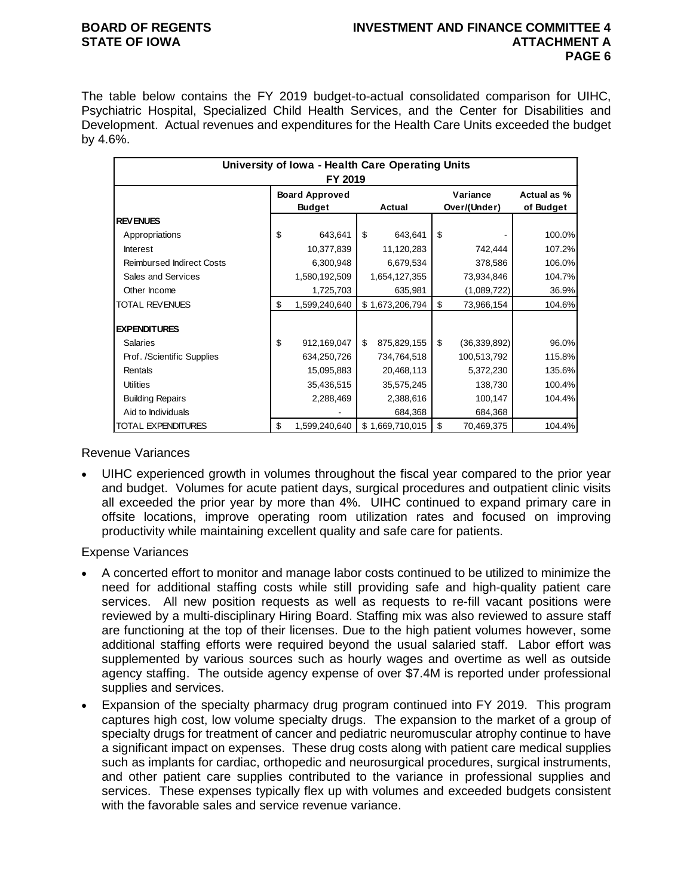The table below contains the FY 2019 budget-to-actual consolidated comparison for UIHC, Psychiatric Hospital, Specialized Child Health Services, and the Center for Disabilities and Development. Actual revenues and expenditures for the Health Care Units exceeded the budget by 4.6%.

| University of Iowa - Health Care Operating Units FY 2019 | | | | |
|---|---|---|---|---|
| | Board Approved Budget | Actual | Variance Over/(Under) | Actual as % of Budget |
| **REVENUES** | | | | |
| Appropriations | $ 643,641 | $ 643,641 | $ - | 100.0% |
| Interest | 10,377,839 | 11,120,283 | 742,444 | 107.2% |
| Reimbursed Indirect Costs | 6,300,948 | 6,679,534 | 378,586 | 106.0% |
| Sales and Services | 1,580,192,509 | 1,654,127,355 | 73,934,846 | 104.7% |
| Other Income | 1,725,703 | 635,981 | (1,089,722) | 36.9% |
| TOTAL REVENUES | $ 1,599,240,640 | $ 1,673,206,794 | $ 73,966,154 | 104.6% |
| **EXPENDITURES** | | | | |
| Salaries | $ 912,169,047 | $ 875,829,155 | $ (36,339,892) | 96.0% |
| Prof. /Scientific Supplies | 634,250,726 | 734,764,518 | 100,513,792 | 115.8% |
| Rentals | 15,095,883 | 20,468,113 | 5,372,230 | 135.6% |
| Utilities | 35,436,515 | 35,575,245 | 138,730 | 100.4% |
| Building Repairs | 2,288,469 | 2,388,616 | 100,147 | 104.4% |
| Aid to Individuals | - | 684,368 | 684,368 | |
| TOTAL EXPENDITURES | $ 1,599,240,640 | $ 1,669,710,015 | $ 70,469,375 | 104.4% |

Revenue Variances

- UIHC experienced growth in volumes throughout the fiscal year compared to the prior year and budget. Volumes for acute patient days, surgical procedures and outpatient clinic visits all exceeded the prior year by more than 4%. UIHC continued to expand primary care in offsite locations, improve operating room utilization rates and focused on improving productivity while maintaining excellent quality and safe care for patients.

Expense Variances

- A concerted effort to monitor and manage labor costs continued to be utilized to minimize the need for additional staffing costs while still providing safe and high-quality patient care services. All new position requests as well as requests to re-fill vacant positions were reviewed by a multi-disciplinary Hiring Board. Staffing mix was also reviewed to assure staff are functioning at the top of their licenses. Due to the high patient volumes however, some additional staffing efforts were required beyond the usual salaried staff. Labor effort was supplemented by various sources such as hourly wages and overtime as well as outside agency staffing. The outside agency expense of over $7.4M is reported under professional supplies and services.
- Expansion of the specialty pharmacy drug program continued into FY 2019. This program captures high cost, low volume specialty drugs. The expansion to the market of a group of specialty drugs for treatment of cancer and pediatric neuromuscular atrophy continue to have a significant impact on expenses. These drug costs along with patient care medical supplies such as implants for cardiac, orthopedic and neurosurgical procedures, surgical instruments, and other patient care supplies contributed to the variance in professional supplies and services. These expenses typically flex up with volumes and exceeded budgets consistent with the favorable sales and service revenue variance.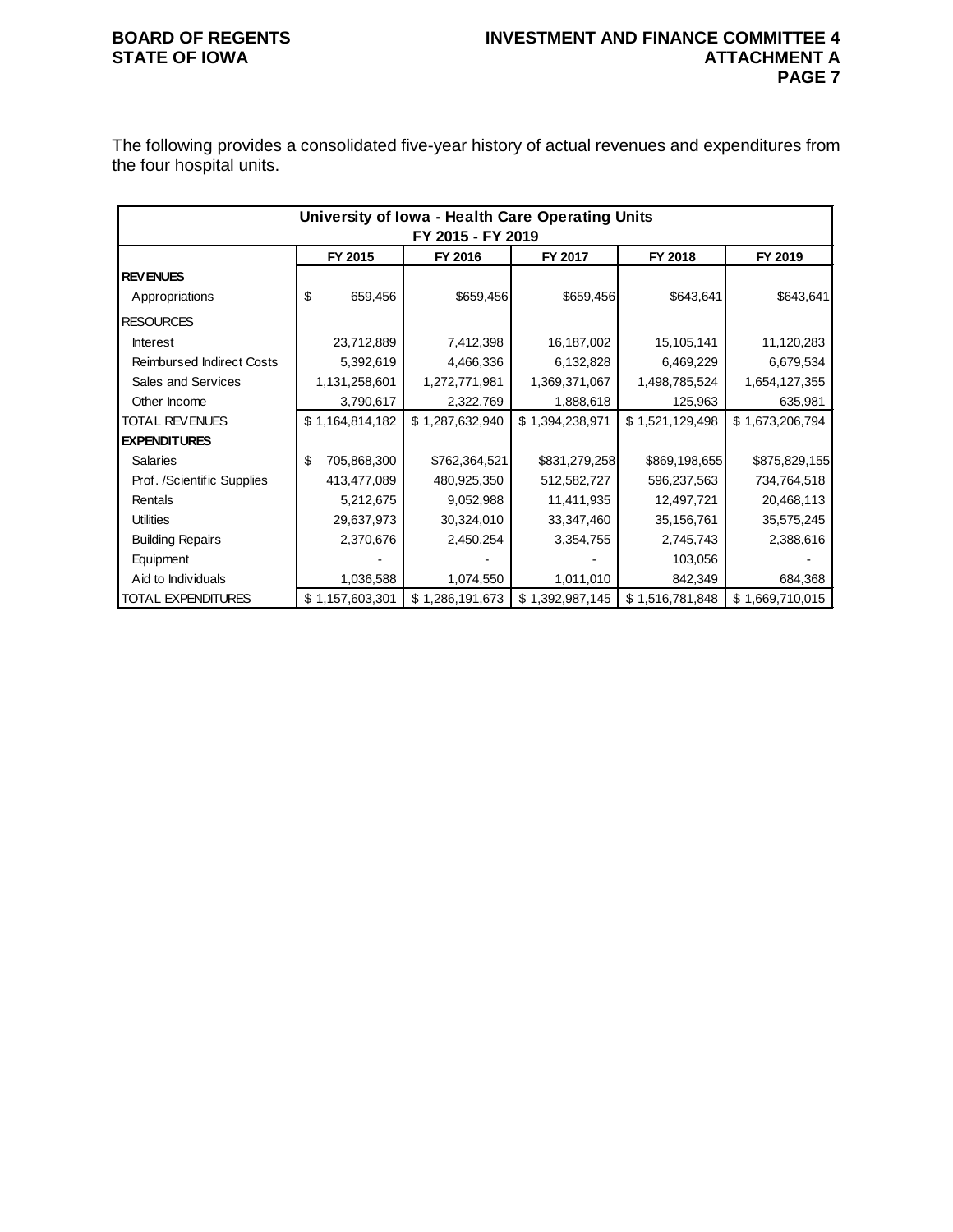The following provides a consolidated five-year history of actual revenues and expenditures from the four hospital units.

| University of Iowa - Health Care Operating Units<br>FY 2015 - FY 2019 | | | | | |
|---|---|---|---|---|---|
| | FY 2015 | FY 2016 | FY 2017 | FY 2018 | FY 2019 |
| **REVENUES** | | | | | |
| Appropriations | $ 659,456 | $659,456 | $659,456 | $643,641 | $643,641 |
| RESOURCES | | | | | |
| Interest | 23,712,889 | 7,412,398 | 16,187,002 | 15,105,141 | 11,120,283 |
| Reimbursed Indirect Costs | 5,392,619 | 4,466,336 | 6,132,828 | 6,469,229 | 6,679,534 |
| Sales and Services | 1,131,258,601 | 1,272,771,981 | 1,369,371,067 | 1,498,785,524 | 1,654,127,355 |
| Other Income | 3,790,617 | 2,322,769 | 1,888,618 | 125,963 | 635,981 |
| TOTAL REVENUES | $ 1,164,814,182 | $ 1,287,632,940 | $ 1,394,238,971 | $ 1,521,129,498 | $ 1,673,206,794 |
| **EXPENDITURES** | | | | | |
| Salaries | $ 705,868,300 | $762,364,521 | $831,279,258 | $869,198,655 | $875,829,155 |
| Prof. /Scientific Supplies | 413,477,089 | 480,925,350 | 512,582,727 | 596,237,563 | 734,764,518 |
| Rentals | 5,212,675 | 9,052,988 | 11,411,935 | 12,497,721 | 20,468,113 |
| Utilities | 29,637,973 | 30,324,010 | 33,347,460 | 35,156,761 | 35,575,245 |
| Building Repairs | 2,370,676 | 2,450,254 | 3,354,755 | 2,745,743 | 2,388,616 |
| Equipment | - | - | - | 103,056 | - |
| Aid to Individuals | 1,036,588 | 1,074,550 | 1,011,010 | 842,349 | 684,368 |
| TOTAL EXPENDITURES | $ 1,157,603,301 | $ 1,286,191,673 | $ 1,392,987,145 | $ 1,516,781,848 | $ 1,669,710,015 |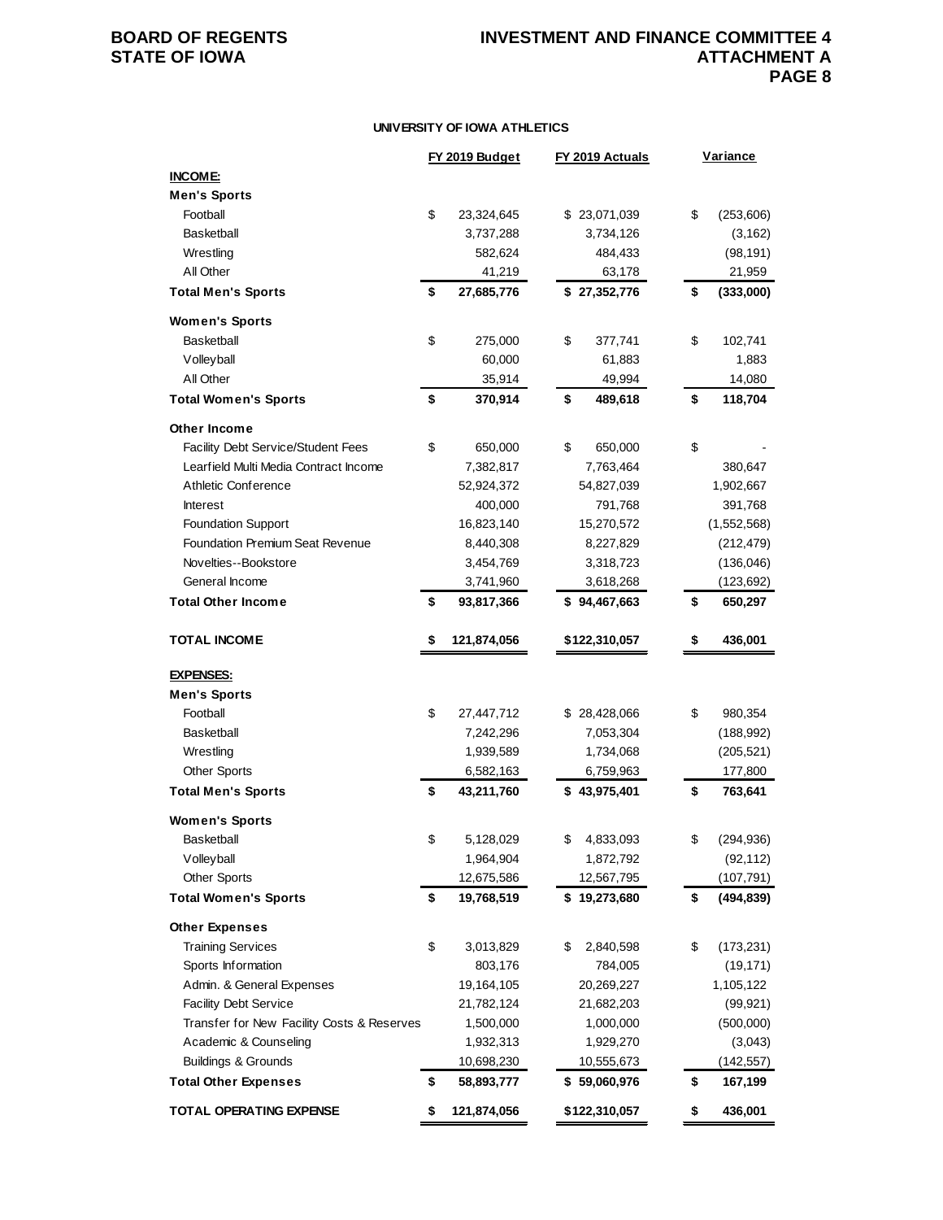**BOARD OF REGENTS**
**STATE OF IOWA**

**INVESTMENT AND FINANCE COMMITTEE 4**
**ATTACHMENT A**

### UNIVERSITY OF IOWA ATHLETICS

| | FY 2019 Budget | FY 2019 Actuals | Variance |
|---|---|---|---|
| **INCOME:** | | | |
| **Men's Sports** | | | |
| Football | $ 23,324,645 | $ 23,071,039 | $ (253,606) |
| Basketball | 3,737,288 | 3,734,126 | (3,162) |
| Wrestling | 582,624 | 484,433 | (98,191) |
| All Other | 41,219 | 63,178 | 21,959 |
| **Total Men's Sports** | **$ 27,685,776** | **$ 27,352,776** | **$ (333,000)** |
| **Women's Sports** | | | |
| Basketball | $ 275,000 | $ 377,741 | $ 102,741 |
| Volleyball | 60,000 | 61,883 | 1,883 |
| All Other | 35,914 | 49,994 | 14,080 |
| **Total Women's Sports** | **$ 370,914** | **$ 489,618** | **$ 118,704** |
| **Other Income** | | | |
| Facility Debt Service/Student Fees | $ 650,000 | $ 650,000 | $ - |
| Learfield Multi Media Contract Income | 7,382,817 | 7,763,464 | 380,647 |
| Athletic Conference | 52,924,372 | 54,827,039 | 1,902,667 |
| Interest | 400,000 | 791,768 | 391,768 |
| Foundation Support | 16,823,140 | 15,270,572 | (1,552,568) |
| Foundation Premium Seat Revenue | 8,440,308 | 8,227,829 | (212,479) |
| Novelties--Bookstore | 3,454,769 | 3,318,723 | (136,046) |
| General Income | 3,741,960 | 3,618,268 | (123,692) |
| **Total Other Income** | **$ 93,817,366** | **$ 94,467,663** | **$ 650,297** |
| **TOTAL INCOME** | **$ 121,874,056** | **$122,310,057** | **$ 436,001** |
| **EXPENSES:** | | | |
| **Men's Sports** | | | |
| Football | $ 27,447,712 | $ 28,428,066 | $ 980,354 |
| Basketball | 7,242,296 | 7,053,304 | (188,992) |
| Wrestling | 1,939,589 | 1,734,068 | (205,521) |
| Other Sports | 6,582,163 | 6,759,963 | 177,800 |
| **Total Men's Sports** | **$ 43,211,760** | **$ 43,975,401** | **$ 763,641** |
| **Women's Sports** | | | |
| Basketball | $ 5,128,029 | $ 4,833,093 | $ (294,936) |
| Volleyball | 1,964,904 | 1,872,792 | (92,112) |
| Other Sports | 12,675,586 | 12,567,795 | (107,791) |
| **Total Women's Sports** | **$ 19,768,519** | **$ 19,273,680** | **$ (494,839)** |
| **Other Expenses** | | | |
| Training Services | $ 3,013,829 | $ 2,840,598 | $ (173,231) |
| Sports Information | 803,176 | 784,005 | (19,171) |
| Admin. & General Expenses | 19,164,105 | 20,269,227 | 1,105,122 |
| Facility Debt Service | 21,782,124 | 21,682,203 | (99,921) |
| Transfer for New Facility Costs & Reserves | 1,500,000 | 1,000,000 | (500,000) |
| Academic & Counseling | 1,932,313 | 1,929,270 | (3,043) |
| Buildings & Grounds | 10,698,230 | 10,555,673 | (142,557) |
| **Total Other Expenses** | **$ 58,893,777** | **$ 59,060,976** | **$ 167,199** |
| **TOTAL OPERATING EXPENSE** | **$ 121,874,056** | **$122,310,057** | **$ 436,001** |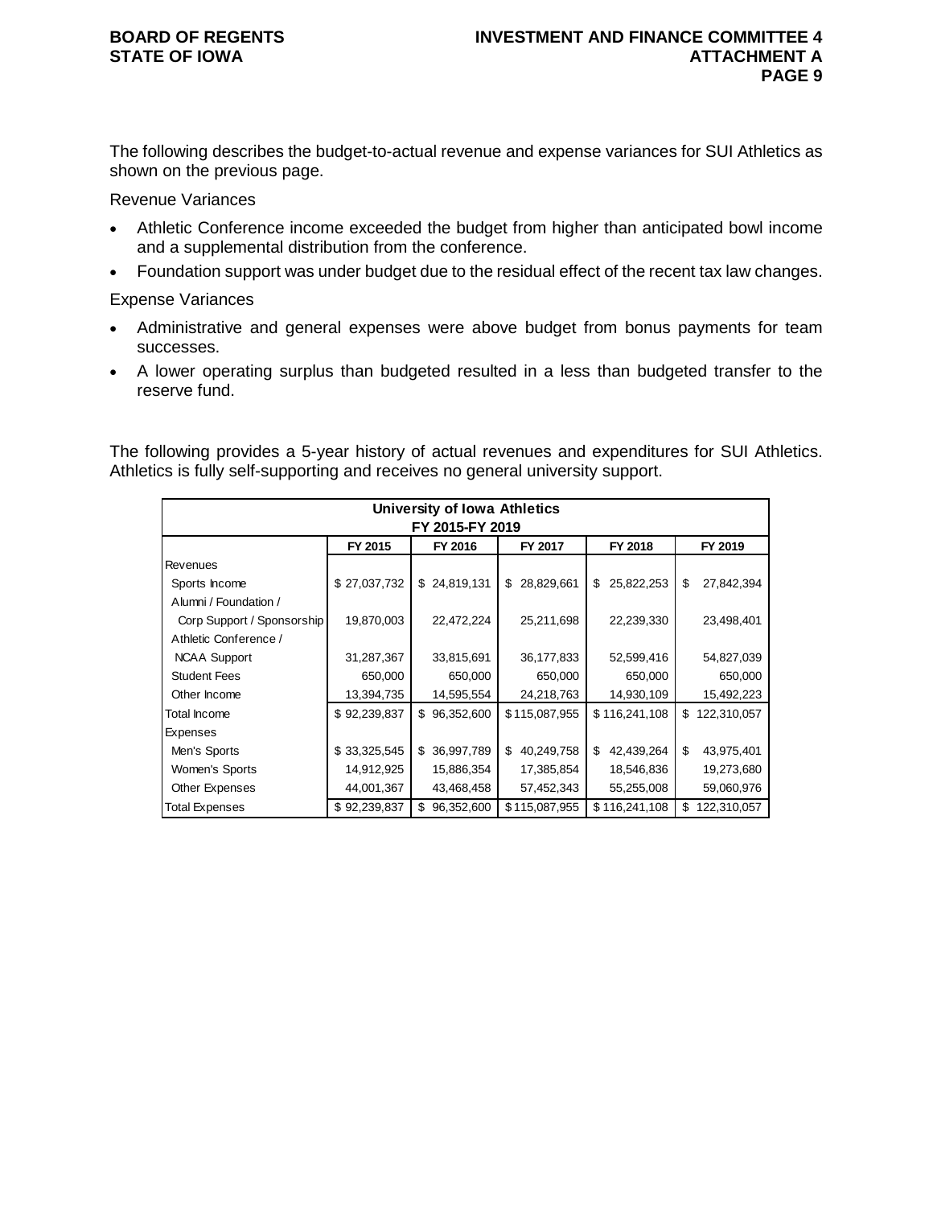The following describes the budget-to-actual revenue and expense variances for SUI Athletics as shown on the previous page.

Revenue Variances

- Athletic Conference income exceeded the budget from higher than anticipated bowl income and a supplemental distribution from the conference.
- Foundation support was under budget due to the residual effect of the recent tax law changes.

Expense Variances

- Administrative and general expenses were above budget from bonus payments for team successes.
- A lower operating surplus than budgeted resulted in a less than budgeted transfer to the reserve fund.

The following provides a 5-year history of actual revenues and expenditures for SUI Athletics. Athletics is fully self-supporting and receives no general university support.

| University of Iowa Athletics FY 2015-FY 2019 | | | | | |
|---|---|---|---|---|---|
| | FY 2015 | FY 2016 | FY 2017 | FY 2018 | FY 2019 |
| Revenues | | | | | |
| Sports Income | $ 27,037,732 | $ 24,819,131 | $ 28,829,661 | $ 25,822,253 | $ 27,842,394 |
| Alumni / Foundation / Corp Support / Sponsorship | 19,870,003 | 22,472,224 | 25,211,698 | 22,239,330 | 23,498,401 |
| Athletic Conference / NCAA Support | 31,287,367 | 33,815,691 | 36,177,833 | 52,599,416 | 54,827,039 |
| Student Fees | 650,000 | 650,000 | 650,000 | 650,000 | 650,000 |
| Other Income | 13,394,735 | 14,595,554 | 24,218,763 | 14,930,109 | 15,492,223 |
| Total Income | $ 92,239,837 | $ 96,352,600 | $ 115,087,955 | $ 116,241,108 | $ 122,310,057 |
| Expenses | | | | | |
| Men's Sports | $ 33,325,545 | $ 36,997,789 | $ 40,249,758 | $ 42,439,264 | $ 43,975,401 |
| Women's Sports | 14,912,925 | 15,886,354 | 17,385,854 | 18,546,836 | 19,273,680 |
| Other Expenses | 44,001,367 | 43,468,458 | 57,452,343 | 55,255,008 | 59,060,976 |
| Total Expenses | $ 92,239,837 | $ 96,352,600 | $ 115,087,955 | $ 116,241,108 | $ 122,310,057 |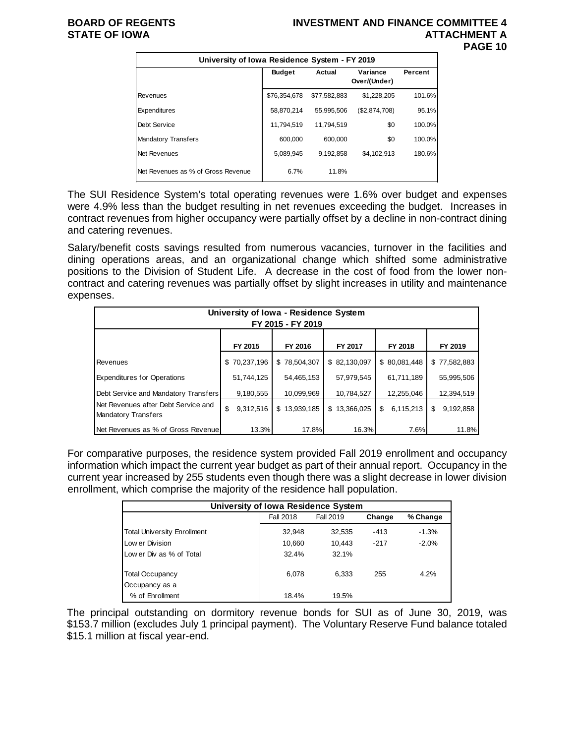| University of Iowa Residence System - FY 2019 | | | | |
|---|---|---|---|---|
| | Budget | Actual | Variance Over/(Under) | Percent |
| Revenues | $76,354,678 | $77,582,883 | $1,228,205 | 101.6% |
| Expenditures | 58,870,214 | 55,995,506 | ($2,874,708) | 95.1% |
| Debt Service | 11,794,519 | 11,794,519 | $0 | 100.0% |
| Mandatory Transfers | 600,000 | 600,000 | $0 | 100.0% |
| Net Revenues | 5,089,945 | 9,192,858 | $4,102,913 | 180.6% |
| Net Revenues as % of Gross Revenue | 6.7% | 11.8% | | |

The SUI Residence System's total operating revenues were 1.6% over budget and expenses were 4.9% less than the budget resulting in net revenues exceeding the budget. Increases in contract revenues from higher occupancy were partially offset by a decline in non-contract dining and catering revenues.

Salary/benefit costs savings resulted from numerous vacancies, turnover in the facilities and dining operations areas, and an organizational change which shifted some administrative positions to the Division of Student Life. A decrease in the cost of food from the lower non-contract and catering revenues was partially offset by slight increases in utility and maintenance expenses.

| University of Iowa - Residence System FY 2015 - FY 2019 | | | | | |
|---|---|---|---|---|---|
| | FY 2015 | FY 2016 | FY 2017 | FY 2018 | FY 2019 |
| Revenues | $ 70,237,196 | $ 78,504,307 | $ 82,130,097 | $ 80,081,448 | $ 77,582,883 |
| Expenditures for Operations | 51,744,125 | 54,465,153 | 57,979,545 | 61,711,189 | 55,995,506 |
| Debt Service and Mandatory Transfers | 9,180,555 | 10,099,969 | 10,784,527 | 12,255,046 | 12,394,519 |
| Net Revenues after Debt Service and Mandatory Transfers | $ 9,312,516 | $ 13,939,185 | $ 13,366,025 | $ 6,115,213 | $ 9,192,858 |
| Net Revenues as % of Gross Revenue | 13.3% | 17.8% | 16.3% | 7.6% | 11.8% |

For comparative purposes, the residence system provided Fall 2019 enrollment and occupancy information which impact the current year budget as part of their annual report. Occupancy in the current year increased by 255 students even though there was a slight decrease in lower division enrollment, which comprise the majority of the residence hall population.

| University of Iowa Residence System | | | | |
|---|---|---|---|---|
| | Fall 2018 | Fall 2019 | Change | % Change |
| Total University Enrollment | 32,948 | 32,535 | -413 | -1.3% |
| Lower Division | 10,660 | 10,443 | -217 | -2.0% |
| Lower Div as % of Total | 32.4% | 32.1% | | |
| Total Occupancy | 6,078 | 6,333 | 255 | 4.2% |
| Occupancy as a % of Enrollment | 18.4% | 19.5% | | |

The principal outstanding on dormitory revenue bonds for SUI as of June 30, 2019, was $153.7 million (excludes July 1 principal payment). The Voluntary Reserve Fund balance totaled $15.1 million at fiscal year-end.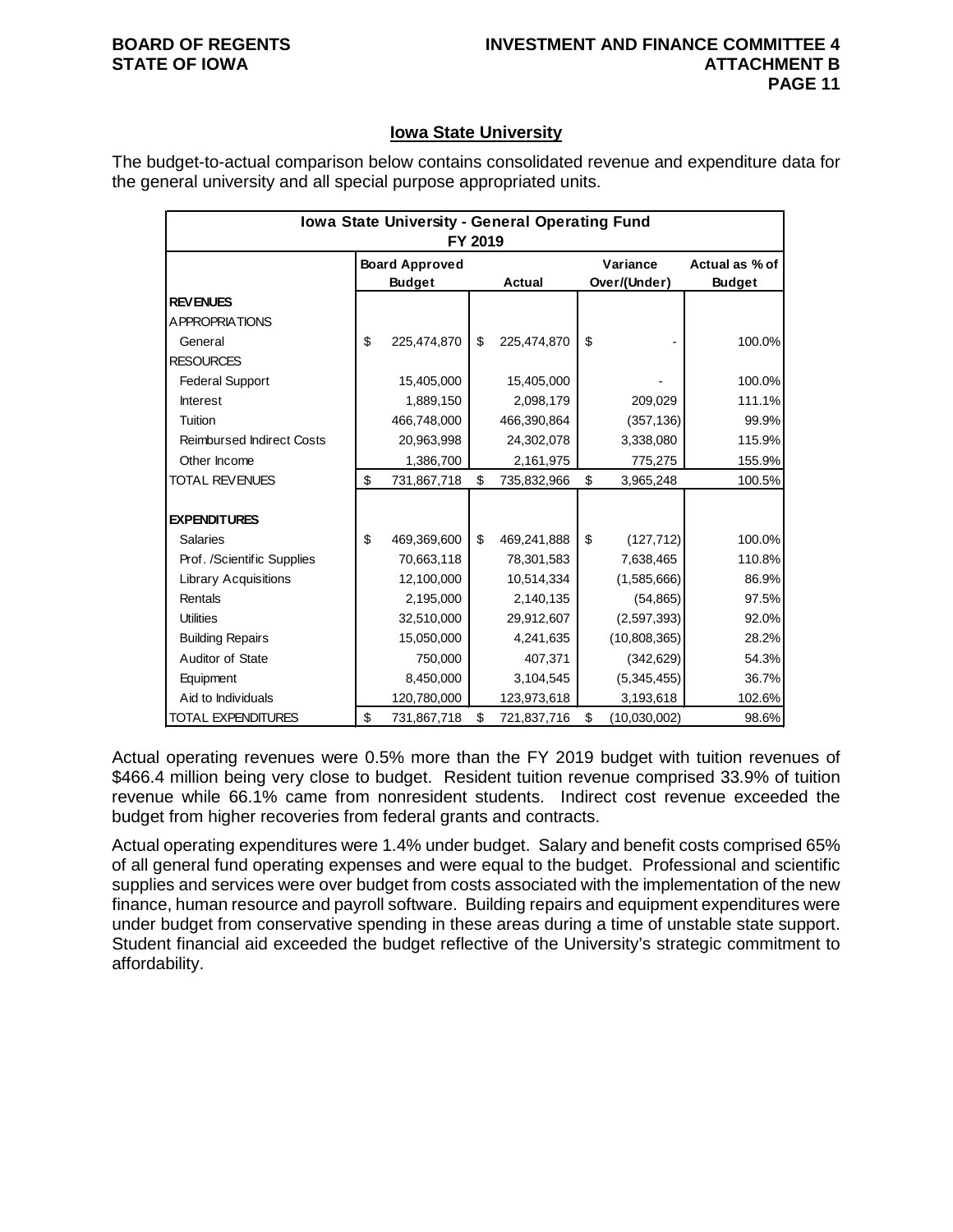## Iowa State University

The budget-to-actual comparison below contains consolidated revenue and expenditure data for the general university and all special purpose appropriated units.

| Iowa State University - General Operating Fund FY 2019 | | | | |
|---|---|---|---|---|
| | Board Approved Budget | Actual | Variance Over/(Under) | Actual as % of Budget |
| **REVENUES** | | | | |
| APPROPRIATIONS | | | | |
| General | $ 225,474,870 | $ 225,474,870 | $ - | 100.0% |
| RESOURCES | | | | |
| Federal Support | 15,405,000 | 15,405,000 | - | 100.0% |
| Interest | 1,889,150 | 2,098,179 | 209,029 | 111.1% |
| Tuition | 466,748,000 | 466,390,864 | (357,136) | 99.9% |
| Reimbursed Indirect Costs | 20,963,998 | 24,302,078 | 3,338,080 | 115.9% |
| Other Income | 1,386,700 | 2,161,975 | 775,275 | 155.9% |
| TOTAL REVENUES | $ 731,867,718 | $ 735,832,966 | $ 3,965,248 | 100.5% |
| | | | | |
| **EXPENDITURES** | | | | |
| Salaries | $ 469,369,600 | $ 469,241,888 | $ (127,712) | 100.0% |
| Prof. /Scientific Supplies | 70,663,118 | 78,301,583 | 7,638,465 | 110.8% |
| Library Acquisitions | 12,100,000 | 10,514,334 | (1,585,666) | 86.9% |
| Rentals | 2,195,000 | 2,140,135 | (54,865) | 97.5% |
| Utilities | 32,510,000 | 29,912,607 | (2,597,393) | 92.0% |
| Building Repairs | 15,050,000 | 4,241,635 | (10,808,365) | 28.2% |
| Auditor of State | 750,000 | 407,371 | (342,629) | 54.3% |
| Equipment | 8,450,000 | 3,104,545 | (5,345,455) | 36.7% |
| Aid to Individuals | 120,780,000 | 123,973,618 | 3,193,618 | 102.6% |
| TOTAL EXPENDITURES | $ 731,867,718 | $ 721,837,716 | $ (10,030,002) | 98.6% |

Actual operating revenues were 0.5% more than the FY 2019 budget with tuition revenues of $466.4 million being very close to budget. Resident tuition revenue comprised 33.9% of tuition revenue while 66.1% came from nonresident students. Indirect cost revenue exceeded the budget from higher recoveries from federal grants and contracts.

Actual operating expenditures were 1.4% under budget. Salary and benefit costs comprised 65% of all general fund operating expenses and were equal to the budget. Professional and scientific supplies and services were over budget from costs associated with the implementation of the new finance, human resource and payroll software. Building repairs and equipment expenditures were under budget from conservative spending in these areas during a time of unstable state support. Student financial aid exceeded the budget reflective of the University's strategic commitment to affordability.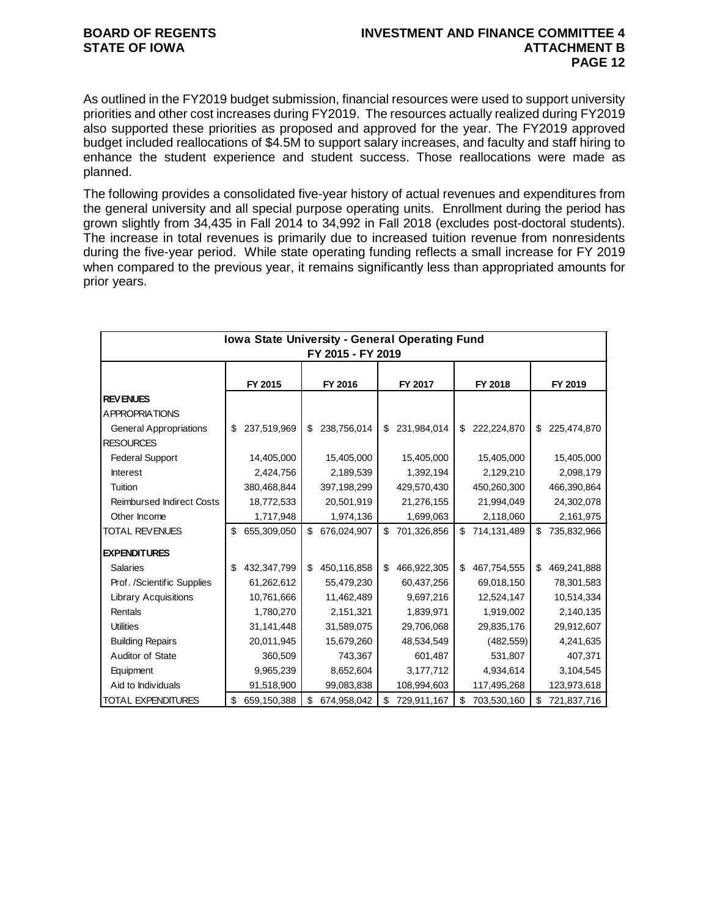As outlined in the FY2019 budget submission, financial resources were used to support university priorities and other cost increases during FY2019. The resources actually realized during FY2019 also supported these priorities as proposed and approved for the year. The FY2019 approved budget included reallocations of $4.5M to support salary increases, and faculty and staff hiring to enhance the student experience and student success. Those reallocations were made as planned.

The following provides a consolidated five-year history of actual revenues and expenditures from the general university and all special purpose operating units. Enrollment during the period has grown slightly from 34,435 in Fall 2014 to 34,992 in Fall 2018 (excludes post-doctoral students). The increase in total revenues is primarily due to increased tuition revenue from nonresidents during the five-year period. While state operating funding reflects a small increase for FY 2019 when compared to the previous year, it remains significantly less than appropriated amounts for prior years.

| Iowa State University - General Operating Fund FY 2015 - FY 2019 | | | | | |
|---|---|---|---|---|---|
| | FY 2015 | FY 2016 | FY 2017 | FY 2018 | FY 2019 |
| **REVENUES** | | | | | |
| APPROPRIATIONS | | | | | |
| General Appropriations | $ 237,519,969 | $ 238,756,014 | $ 231,984,014 | $ 222,224,870 | $ 225,474,870 |
| RESOURCES | | | | | |
| Federal Support | 14,405,000 | 15,405,000 | 15,405,000 | 15,405,000 | 15,405,000 |
| Interest | 2,424,756 | 2,189,539 | 1,392,194 | 2,129,210 | 2,098,179 |
| Tuition | 380,468,844 | 397,198,299 | 429,570,430 | 450,260,300 | 466,390,864 |
| Reimbursed Indirect Costs | 18,772,533 | 20,501,919 | 21,276,155 | 21,994,049 | 24,302,078 |
| Other Income | 1,717,948 | 1,974,136 | 1,699,063 | 2,118,060 | 2,161,975 |
| TOTAL REVENUES | $ 655,309,050 | $ 676,024,907 | $ 701,326,856 | $ 714,131,489 | $ 735,832,966 |
| **EXPENDITURES** | | | | | |
| Salaries | $ 432,347,799 | $ 450,116,858 | $ 466,922,305 | $ 467,754,555 | $ 469,241,888 |
| Prof. /Scientific Supplies | 61,262,612 | 55,479,230 | 60,437,256 | 69,018,150 | 78,301,583 |
| Library Acquisitions | 10,761,666 | 11,462,489 | 9,697,216 | 12,524,147 | 10,514,334 |
| Rentals | 1,780,270 | 2,151,321 | 1,839,971 | 1,919,002 | 2,140,135 |
| Utilities | 31,141,448 | 31,589,075 | 29,706,068 | 29,835,176 | 29,912,607 |
| Building Repairs | 20,011,945 | 15,679,260 | 48,534,549 | (482,559) | 4,241,635 |
| Auditor of State | 360,509 | 743,367 | 601,487 | 531,807 | 407,371 |
| Equipment | 9,965,239 | 8,652,604 | 3,177,712 | 4,934,614 | 3,104,545 |
| Aid to Individuals | 91,518,900 | 99,083,838 | 108,994,603 | 117,495,268 | 123,973,618 |
| TOTAL EXPENDITURES | $ 659,150,388 | $ 674,958,042 | $ 729,911,167 | $ 703,530,160 | $ 721,837,716 |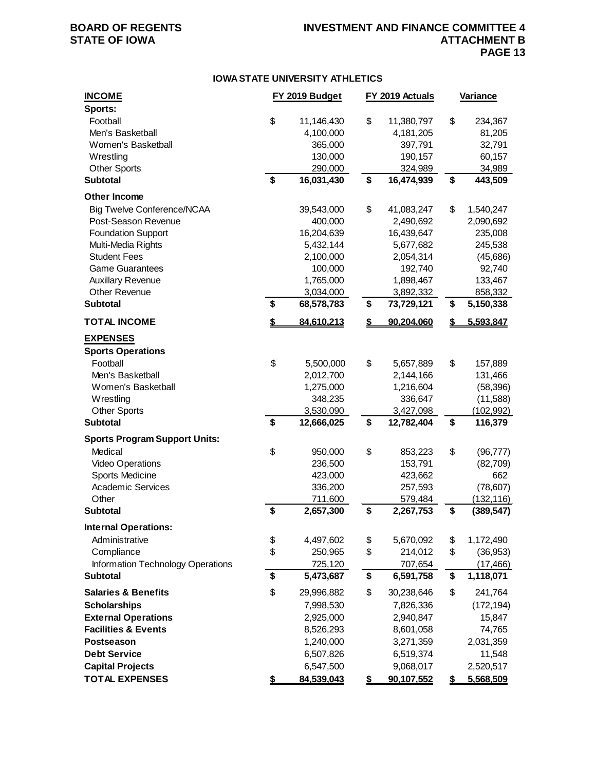## IOWA STATE UNIVERSITY ATHLETICS

| INCOME | FY 2019 Budget | FY 2019 Actuals | Variance |
|---|---|---|---|
| **Sports:** | | | |
| Football | $ 11,146,430 | $ 11,380,797 | $ 234,367 |
| Men's Basketball | 4,100,000 | 4,181,205 | 81,205 |
| Women's Basketball | 365,000 | 397,791 | 32,791 |
| Wrestling | 130,000 | 190,157 | 60,157 |
| Other Sports | 290,000 | 324,989 | 34,989 |
| **Subtotal** | **$ 16,031,430** | **$ 16,474,939** | **$ 443,509** |
| **Other Income** | | | |
| Big Twelve Conference/NCAA | 39,543,000 | $ 41,083,247 | $ 1,540,247 |
| Post-Season Revenue | 400,000 | 2,490,692 | 2,090,692 |
| Foundation Support | 16,204,639 | 16,439,647 | 235,008 |
| Multi-Media Rights | 5,432,144 | 5,677,682 | 245,538 |
| Student Fees | 2,100,000 | 2,054,314 | (45,686) |
| Game Guarantees | 100,000 | 192,740 | 92,740 |
| Auxillary Revenue | 1,765,000 | 1,898,467 | 133,467 |
| Other Revenue | 3,034,000 | 3,892,332 | 858,332 |
| **Subtotal** | **$ 68,578,783** | **$ 73,729,121** | **$ 5,150,338** |
| **TOTAL INCOME** | **$ 84,610,213** | **$ 90,204,060** | **$ 5,593,847** |
| **EXPENSES** | | | |
| **Sports Operations** | | | |
| Football | $ 5,500,000 | $ 5,657,889 | $ 157,889 |
| Men's Basketball | 2,012,700 | 2,144,166 | 131,466 |
| Women's Basketball | 1,275,000 | 1,216,604 | (58,396) |
| Wrestling | 348,235 | 336,647 | (11,588) |
| Other Sports | 3,530,090 | 3,427,098 | (102,992) |
| **Subtotal** | **$ 12,666,025** | **$ 12,782,404** | **$ 116,379** |
| **Sports Program Support Units:** | | | |
| Medical | $ 950,000 | $ 853,223 | $ (96,777) |
| Video Operations | 236,500 | 153,791 | (82,709) |
| Sports Medicine | 423,000 | 423,662 | 662 |
| Academic Services | 336,200 | 257,593 | (78,607) |
| Other | 711,600 | 579,484 | (132,116) |
| **Subtotal** | **$ 2,657,300** | **$ 2,267,753** | **$ (389,547)** |
| **Internal Operations:** | | | |
| Administrative | $ 4,497,602 | $ 5,670,092 | $ 1,172,490 |
| Compliance | $ 250,965 | $ 214,012 | $ (36,953) |
| Information Technology Operations | 725,120 | 707,654 | (17,466) |
| **Subtotal** | **$ 5,473,687** | **$ 6,591,758** | **$ 1,118,071** |
| **Salaries & Benefits** | $ 29,996,882 | $ 30,238,646 | $ 241,764 |
| **Scholarships** | 7,998,530 | 7,826,336 | (172,194) |
| **External Operations** | 2,925,000 | 2,940,847 | 15,847 |
| **Facilities & Events** | 8,526,293 | 8,601,058 | 74,765 |
| **Postseason** | 1,240,000 | 3,271,359 | 2,031,359 |
| **Debt Service** | 6,507,826 | 6,519,374 | 11,548 |
| **Capital Projects** | 6,547,500 | 9,068,017 | 2,520,517 |
| **TOTAL EXPENSES** | **$ 84,539,043** | **$ 90,107,552** | **$ 5,568,509** |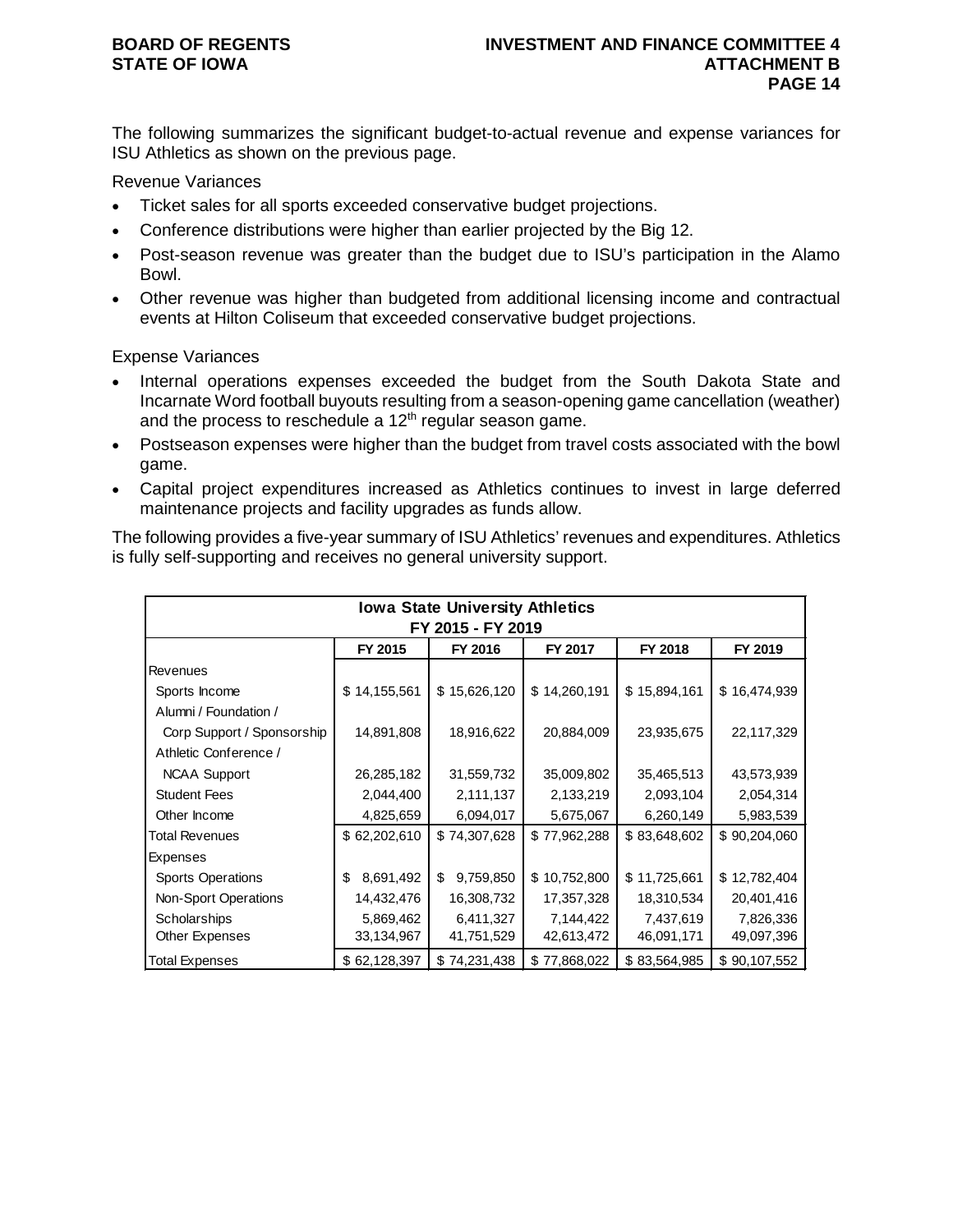The following summarizes the significant budget-to-actual revenue and expense variances for ISU Athletics as shown on the previous page.

Revenue Variances

- Ticket sales for all sports exceeded conservative budget projections.
- Conference distributions were higher than earlier projected by the Big 12.
- Post-season revenue was greater than the budget due to ISU's participation in the Alamo Bowl.
- Other revenue was higher than budgeted from additional licensing income and contractual events at Hilton Coliseum that exceeded conservative budget projections.

Expense Variances

- Internal operations expenses exceeded the budget from the South Dakota State and Incarnate Word football buyouts resulting from a season-opening game cancellation (weather) and the process to reschedule a 12th regular season game.
- Postseason expenses were higher than the budget from travel costs associated with the bowl game.
- Capital project expenditures increased as Athletics continues to invest in large deferred maintenance projects and facility upgrades as funds allow.

The following provides a five-year summary of ISU Athletics' revenues and expenditures. Athletics is fully self-supporting and receives no general university support.

| Iowa State University Athletics FY 2015 - FY 2019 | | | | | |
|---|---|---|---|---|---|
| | FY 2015 | FY 2016 | FY 2017 | FY 2018 | FY 2019 |
| Revenues | | | | | |
| Sports Income | $ 14,155,561 | $ 15,626,120 | $ 14,260,191 | $ 15,894,161 | $ 16,474,939 |
| Alumni / Foundation / Corp Support / Sponsorship | 14,891,808 | 18,916,622 | 20,884,009 | 23,935,675 | 22,117,329 |
| Athletic Conference / NCAA Support | 26,285,182 | 31,559,732 | 35,009,802 | 35,465,513 | 43,573,939 |
| Student Fees | 2,044,400 | 2,111,137 | 2,133,219 | 2,093,104 | 2,054,314 |
| Other Income | 4,825,659 | 6,094,017 | 5,675,067 | 6,260,149 | 5,983,539 |
| Total Revenues | $ 62,202,610 | $ 74,307,628 | $ 77,962,288 | $ 83,648,602 | $ 90,204,060 |
| Expenses | | | | | |
| Sports Operations | $ 8,691,492 | $ 9,759,850 | $ 10,752,800 | $ 11,725,661 | $ 12,782,404 |
| Non-Sport Operations | 14,432,476 | 16,308,732 | 17,357,328 | 18,310,534 | 20,401,416 |
| Scholarships | 5,869,462 | 6,411,327 | 7,144,422 | 7,437,619 | 7,826,336 |
| Other Expenses | 33,134,967 | 41,751,529 | 42,613,472 | 46,091,171 | 49,097,396 |
| Total Expenses | $ 62,128,397 | $ 74,231,438 | $ 77,868,022 | $ 83,564,985 | $ 90,107,552 |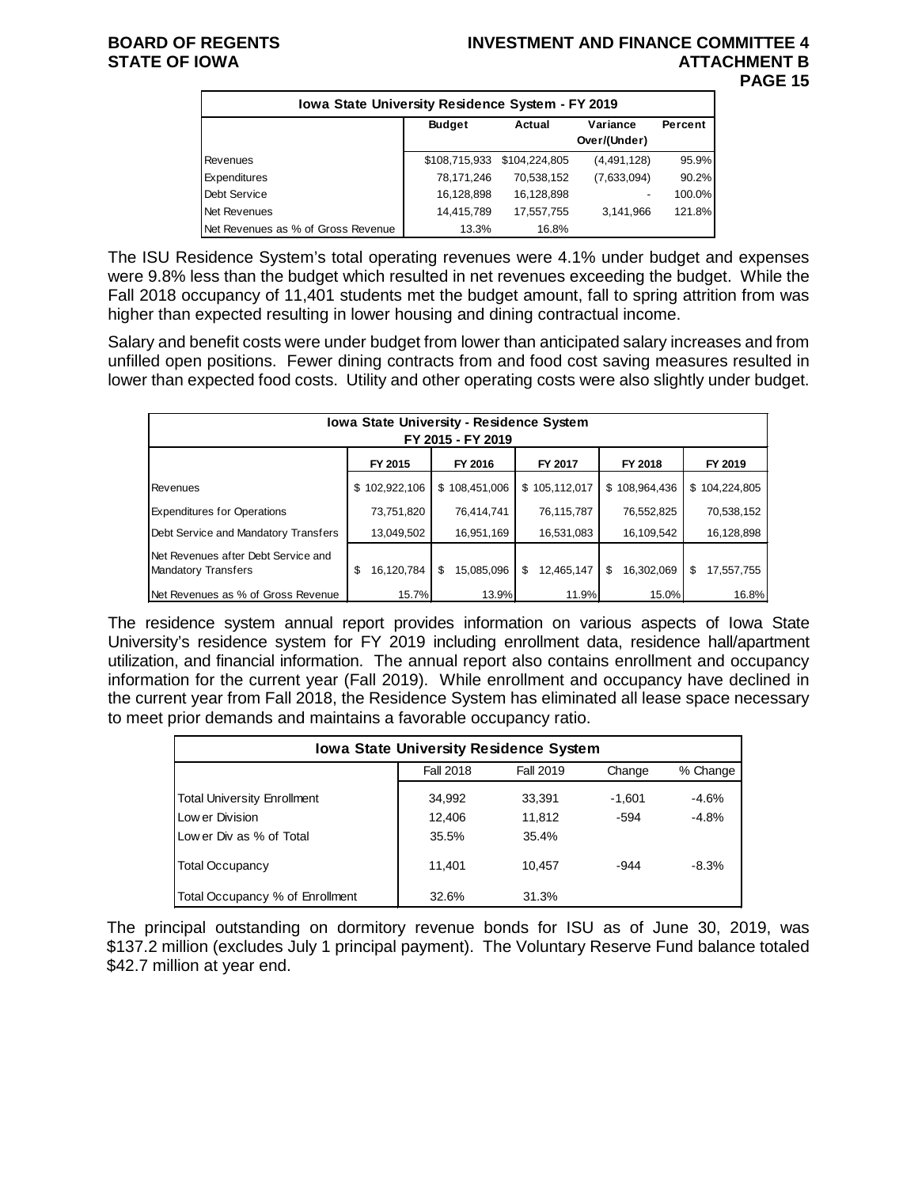| Iowa State University Residence System - FY 2019 | | | | |
|---|---|---|---|---|
| | Budget | Actual | Variance Over/(Under) | Percent |
| Revenues | $108,715,933 | $104,224,805 | (4,491,128) | 95.9% |
| Expenditures | 78,171,246 | 70,538,152 | (7,633,094) | 90.2% |
| Debt Service | 16,128,898 | 16,128,898 | - | 100.0% |
| Net Revenues | 14,415,789 | 17,557,755 | 3,141,966 | 121.8% |
| Net Revenues as % of Gross Revenue | 13.3% | 16.8% | | |

The ISU Residence System's total operating revenues were 4.1% under budget and expenses were 9.8% less than the budget which resulted in net revenues exceeding the budget. While the Fall 2018 occupancy of 11,401 students met the budget amount, fall to spring attrition from was higher than expected resulting in lower housing and dining contractual income.

Salary and benefit costs were under budget from lower than anticipated salary increases and from unfilled open positions. Fewer dining contracts from and food cost saving measures resulted in lower than expected food costs. Utility and other operating costs were also slightly under budget.

| Iowa State University - Residence System FY 2015 - FY 2019 | | | | | |
|---|---|---|---|---|---|
| | FY 2015 | FY 2016 | FY 2017 | FY 2018 | FY 2019 |
| Revenues | $ 102,922,106 | $ 108,451,006 | $ 105,112,017 | $ 108,964,436 | $ 104,224,805 |
| Expenditures for Operations | 73,751,820 | 76,414,741 | 76,115,787 | 76,552,825 | 70,538,152 |
| Debt Service and Mandatory Transfers | 13,049,502 | 16,951,169 | 16,531,083 | 16,109,542 | 16,128,898 |
| Net Revenues after Debt Service and Mandatory Transfers | $ 16,120,784 | $ 15,085,096 | $ 12,465,147 | $ 16,302,069 | $ 17,557,755 |
| Net Revenues as % of Gross Revenue | 15.7% | 13.9% | 11.9% | 15.0% | 16.8% |

The residence system annual report provides information on various aspects of Iowa State University's residence system for FY 2019 including enrollment data, residence hall/apartment utilization, and financial information. The annual report also contains enrollment and occupancy information for the current year (Fall 2019). While enrollment and occupancy have declined in the current year from Fall 2018, the Residence System has eliminated all lease space necessary to meet prior demands and maintains a favorable occupancy ratio.

| Iowa State University Residence System | | | | |
|---|---|---|---|---|
| | Fall 2018 | Fall 2019 | Change | % Change |
| Total University Enrollment | 34,992 | 33,391 | -1,601 | -4.6% |
| Lower Division | 12,406 | 11,812 | -594 | -4.8% |
| Lower Div as % of Total | 35.5% | 35.4% | | |
| Total Occupancy | 11,401 | 10,457 | -944 | -8.3% |
| Total Occupancy % of Enrollment | 32.6% | 31.3% | | |

The principal outstanding on dormitory revenue bonds for ISU as of June 30, 2019, was $137.2 million (excludes July 1 principal payment). The Voluntary Reserve Fund balance totaled $42.7 million at year end.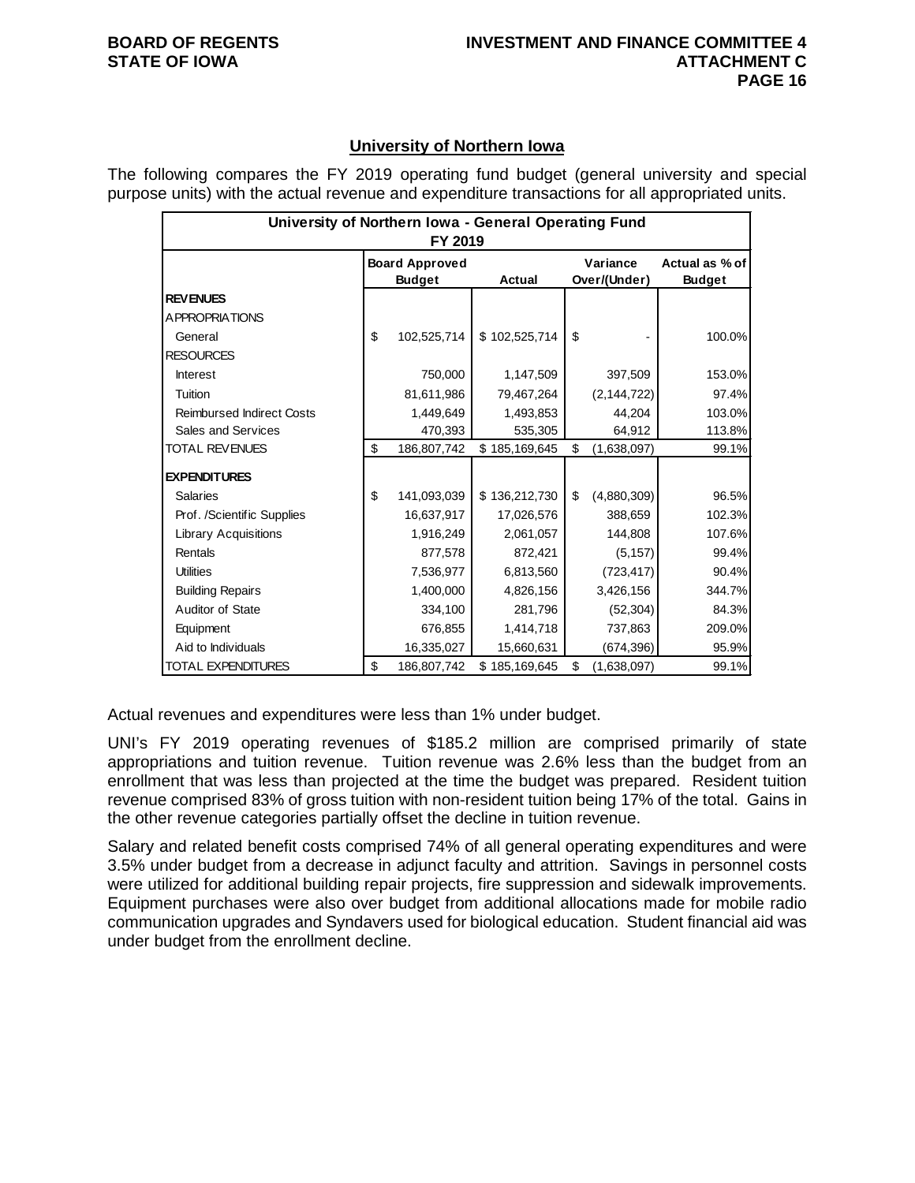## University of Northern Iowa

The following compares the FY 2019 operating fund budget (general university and special purpose units) with the actual revenue and expenditure transactions for all appropriated units.

| University of Northern Iowa - General Operating Fund FY 2019 | | | | |
|---|---|---|---|---|
| | Board Approved Budget | Actual | Variance Over/(Under) | Actual as % of Budget |
| **REVENUES** | | | | |
| APPROPRIATIONS | | | | |
| General | $ 102,525,714 | $ 102,525,714 | $ - | 100.0% |
| RESOURCES | | | | |
| Interest | 750,000 | 1,147,509 | 397,509 | 153.0% |
| Tuition | 81,611,986 | 79,467,264 | (2,144,722) | 97.4% |
| Reimbursed Indirect Costs | 1,449,649 | 1,493,853 | 44,204 | 103.0% |
| Sales and Services | 470,393 | 535,305 | 64,912 | 113.8% |
| TOTAL REVENUES | $ 186,807,742 | $ 185,169,645 | $ (1,638,097) | 99.1% |
| **EXPENDITURES** | | | | |
| Salaries | $ 141,093,039 | $ 136,212,730 | $ (4,880,309) | 96.5% |
| Prof. /Scientific Supplies | 16,637,917 | 17,026,576 | 388,659 | 102.3% |
| Library Acquisitions | 1,916,249 | 2,061,057 | 144,808 | 107.6% |
| Rentals | 877,578 | 872,421 | (5,157) | 99.4% |
| Utilities | 7,536,977 | 6,813,560 | (723,417) | 90.4% |
| Building Repairs | 1,400,000 | 4,826,156 | 3,426,156 | 344.7% |
| Auditor of State | 334,100 | 281,796 | (52,304) | 84.3% |
| Equipment | 676,855 | 1,414,718 | 737,863 | 209.0% |
| Aid to Individuals | 16,335,027 | 15,660,631 | (674,396) | 95.9% |
| TOTAL EXPENDITURES | $ 186,807,742 | $ 185,169,645 | $ (1,638,097) | 99.1% |

Actual revenues and expenditures were less than 1% under budget.

UNI's FY 2019 operating revenues of $185.2 million are comprised primarily of state appropriations and tuition revenue. Tuition revenue was 2.6% less than the budget from an enrollment that was less than projected at the time the budget was prepared. Resident tuition revenue comprised 83% of gross tuition with non-resident tuition being 17% of the total. Gains in the other revenue categories partially offset the decline in tuition revenue.

Salary and related benefit costs comprised 74% of all general operating expenditures and were 3.5% under budget from a decrease in adjunct faculty and attrition. Savings in personnel costs were utilized for additional building repair projects, fire suppression and sidewalk improvements. Equipment purchases were also over budget from additional allocations made for mobile radio communication upgrades and Syndavers used for biological education. Student financial aid was under budget from the enrollment decline.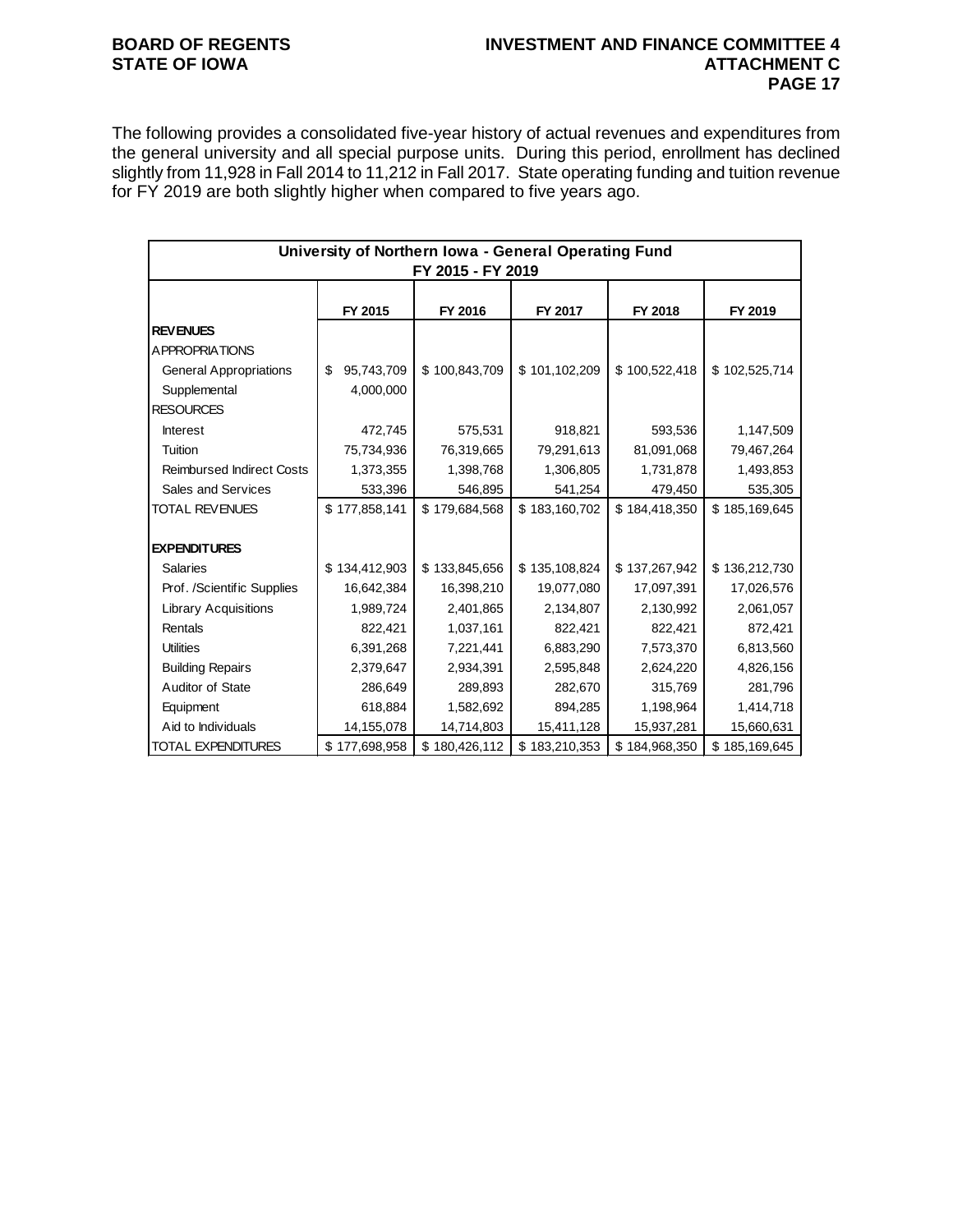The following provides a consolidated five-year history of actual revenues and expenditures from the general university and all special purpose units. During this period, enrollment has declined slightly from 11,928 in Fall 2014 to 11,212 in Fall 2017. State operating funding and tuition revenue for FY 2019 are both slightly higher when compared to five years ago.

| University of Northern Iowa - General Operating Fund FY 2015 - FY 2019 | | | | | |
|---|---|---|---|---|---|
| | FY 2015 | FY 2016 | FY 2017 | FY 2018 | FY 2019 |
| **REVENUES** | | | | | |
| APPROPRIATIONS | | | | | |
| General Appropriations | $ 95,743,709 | $ 100,843,709 | $ 101,102,209 | $ 100,522,418 | $ 102,525,714 |
| Supplemental | 4,000,000 | | | | |
| RESOURCES | | | | | |
| Interest | 472,745 | 575,531 | 918,821 | 593,536 | 1,147,509 |
| Tuition | 75,734,936 | 76,319,665 | 79,291,613 | 81,091,068 | 79,467,264 |
| Reimbursed Indirect Costs | 1,373,355 | 1,398,768 | 1,306,805 | 1,731,878 | 1,493,853 |
| Sales and Services | 533,396 | 546,895 | 541,254 | 479,450 | 535,305 |
| TOTAL REVENUES | $ 177,858,141 | $ 179,684,568 | $ 183,160,702 | $ 184,418,350 | $ 185,169,645 |
| **EXPENDITURES** | | | | | |
| Salaries | $ 134,412,903 | $ 133,845,656 | $ 135,108,824 | $ 137,267,942 | $ 136,212,730 |
| Prof. /Scientific Supplies | 16,642,384 | 16,398,210 | 19,077,080 | 17,097,391 | 17,026,576 |
| Library Acquisitions | 1,989,724 | 2,401,865 | 2,134,807 | 2,130,992 | 2,061,057 |
| Rentals | 822,421 | 1,037,161 | 822,421 | 822,421 | 872,421 |
| Utilities | 6,391,268 | 7,221,441 | 6,883,290 | 7,573,370 | 6,813,560 |
| Building Repairs | 2,379,647 | 2,934,391 | 2,595,848 | 2,624,220 | 4,826,156 |
| Auditor of State | 286,649 | 289,893 | 282,670 | 315,769 | 281,796 |
| Equipment | 618,884 | 1,582,692 | 894,285 | 1,198,964 | 1,414,718 |
| Aid to Individuals | 14,155,078 | 14,714,803 | 15,411,128 | 15,937,281 | 15,660,631 |
| TOTAL EXPENDITURES | $ 177,698,958 | $ 180,426,112 | $ 183,210,353 | $ 184,968,350 | $ 185,169,645 |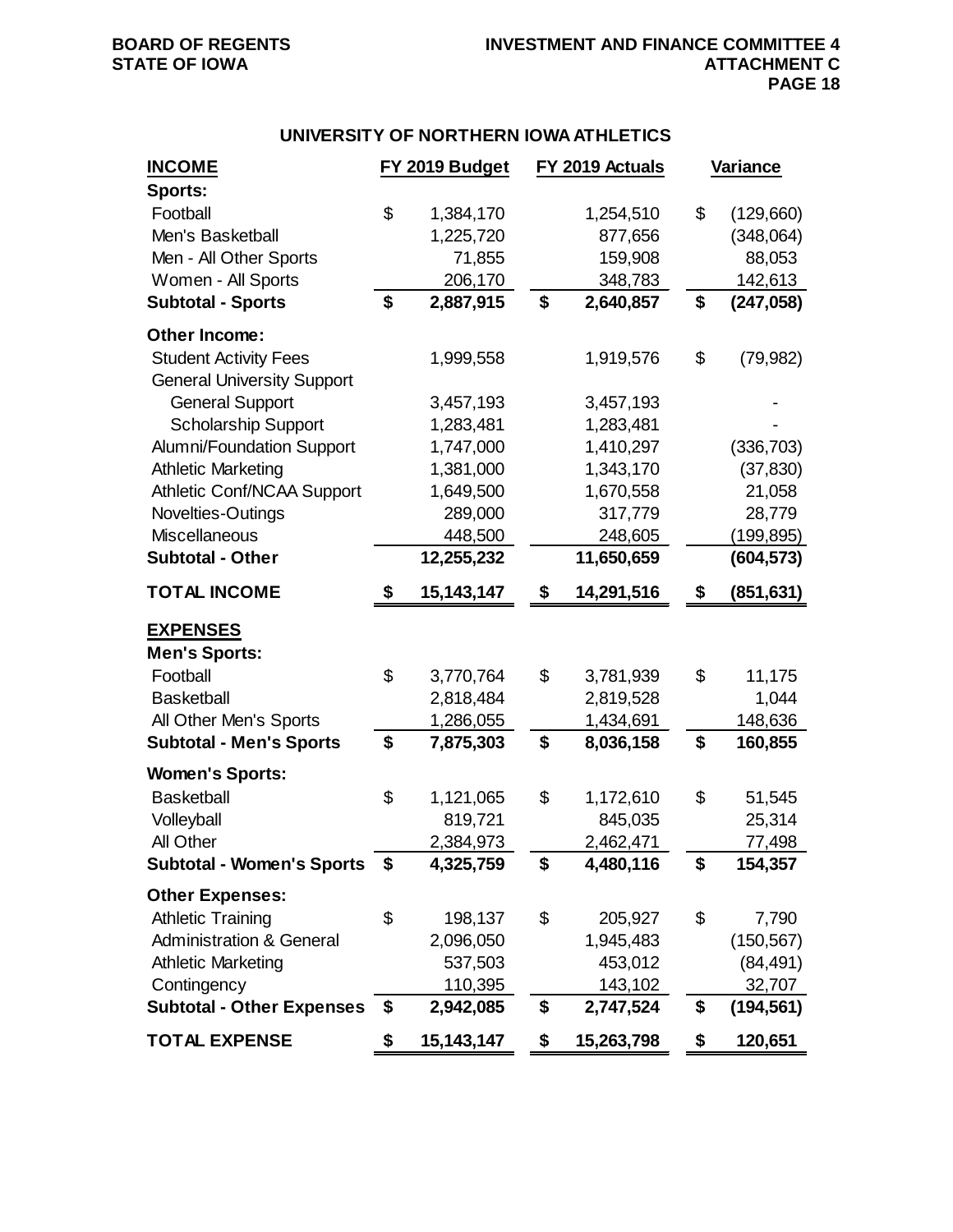## UNIVERSITY OF NORTHERN IOWA ATHLETICS

| INCOME | FY 2019 Budget | FY 2019 Actuals | Variance |
|---|---|---|---|
| **Sports:** | | | |
| Football | $ 1,384,170 | 1,254,510 | $ (129,660) |
| Men's Basketball | 1,225,720 | 877,656 | (348,064) |
| Men - All Other Sports | 71,855 | 159,908 | 88,053 |
| Women - All Sports | 206,170 | 348,783 | 142,613 |
| **Subtotal - Sports** | **$ 2,887,915** | **$ 2,640,857** | **$ (247,058)** |
| **Other Income:** | | | |
| Student Activity Fees | 1,999,558 | 1,919,576 | $ (79,982) |
| General University Support | | | |
| General Support | 3,457,193 | 3,457,193 | - |
| Scholarship Support | 1,283,481 | 1,283,481 | - |
| Alumni/Foundation Support | 1,747,000 | 1,410,297 | (336,703) |
| Athletic Marketing | 1,381,000 | 1,343,170 | (37,830) |
| Athletic Conf/NCAA Support | 1,649,500 | 1,670,558 | 21,058 |
| Novelties-Outings | 289,000 | 317,779 | 28,779 |
| Miscellaneous | 448,500 | 248,605 | (199,895) |
| **Subtotal - Other** | **12,255,232** | **11,650,659** | **(604,573)** |
| **TOTAL INCOME** | **$ 15,143,147** | **$ 14,291,516** | **$ (851,631)** |
| **EXPENSES** | | | |
| **Men's Sports:** | | | |
| Football | $ 3,770,764 | $ 3,781,939 | $ 11,175 |
| Basketball | 2,818,484 | 2,819,528 | 1,044 |
| All Other Men's Sports | 1,286,055 | 1,434,691 | 148,636 |
| **Subtotal - Men's Sports** | **$ 7,875,303** | **$ 8,036,158** | **$ 160,855** |
| **Women's Sports:** | | | |
| Basketball | $ 1,121,065 | $ 1,172,610 | $ 51,545 |
| Volleyball | 819,721 | 845,035 | 25,314 |
| All Other | 2,384,973 | 2,462,471 | 77,498 |
| **Subtotal - Women's Sports** | **$ 4,325,759** | **$ 4,480,116** | **$ 154,357** |
| **Other Expenses:** | | | |
| Athletic Training | $ 198,137 | $ 205,927 | $ 7,790 |
| Administration & General | 2,096,050 | 1,945,483 | (150,567) |
| Athletic Marketing | 537,503 | 453,012 | (84,491) |
| Contingency | 110,395 | 143,102 | 32,707 |
| **Subtotal - Other Expenses** | **$ 2,942,085** | **$ 2,747,524** | **$ (194,561)** |
| **TOTAL EXPENSE** | **$ 15,143,147** | **$ 15,263,798** | **$ 120,651** |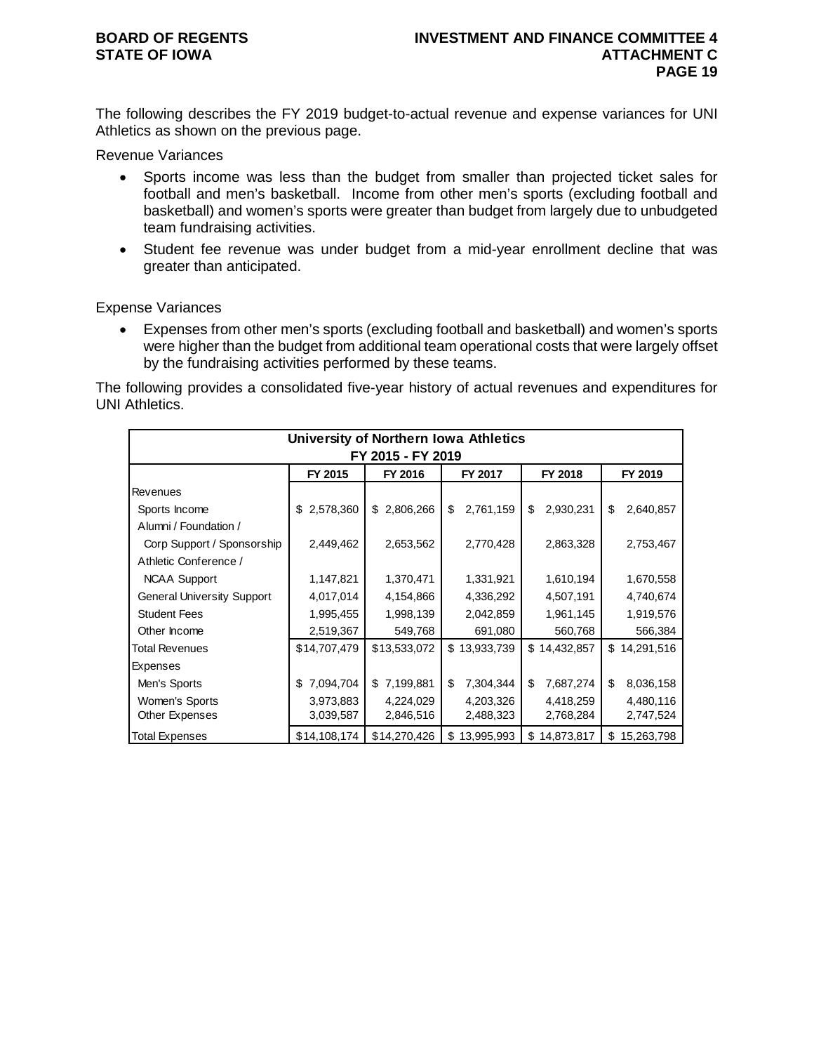The following describes the FY 2019 budget-to-actual revenue and expense variances for UNI Athletics as shown on the previous page.

Revenue Variances

- Sports income was less than the budget from smaller than projected ticket sales for football and men's basketball. Income from other men's sports (excluding football and basketball) and women's sports were greater than budget from largely due to unbudgeted team fundraising activities.
- Student fee revenue was under budget from a mid-year enrollment decline that was greater than anticipated.

Expense Variances

- Expenses from other men's sports (excluding football and basketball) and women's sports were higher than the budget from additional team operational costs that were largely offset by the fundraising activities performed by these teams.

The following provides a consolidated five-year history of actual revenues and expenditures for UNI Athletics.

| University of Northern Iowa Athletics FY 2015 - FY 2019 | | | | | |
|---|---|---|---|---|---|
| | FY 2015 | FY 2016 | FY 2017 | FY 2018 | FY 2019 |
| Revenues | | | | | |
| Sports Income | $ 2,578,360 | $ 2,806,266 | $ 2,761,159 | $ 2,930,231 | $ 2,640,857 |
| Alumni / Foundation / Corp Support / Sponsorship | 2,449,462 | 2,653,562 | 2,770,428 | 2,863,328 | 2,753,467 |
| Athletic Conference / NCAA Support | 1,147,821 | 1,370,471 | 1,331,921 | 1,610,194 | 1,670,558 |
| General University Support | 4,017,014 | 4,154,866 | 4,336,292 | 4,507,191 | 4,740,674 |
| Student Fees | 1,995,455 | 1,998,139 | 2,042,859 | 1,961,145 | 1,919,576 |
| Other Income | 2,519,367 | 549,768 | 691,080 | 560,768 | 566,384 |
| Total Revenues | $14,707,479 | $13,533,072 | $ 13,933,739 | $ 14,432,857 | $ 14,291,516 |
| Expenses | | | | | |
| Men's Sports | $ 7,094,704 | $ 7,199,881 | $ 7,304,344 | $ 7,687,274 | $ 8,036,158 |
| Women's Sports | 3,973,883 | 4,224,029 | 4,203,326 | 4,418,259 | 4,480,116 |
| Other Expenses | 3,039,587 | 2,846,516 | 2,488,323 | 2,768,284 | 2,747,524 |
| Total Expenses | $14,108,174 | $14,270,426 | $ 13,995,993 | $ 14,873,817 | $ 15,263,798 |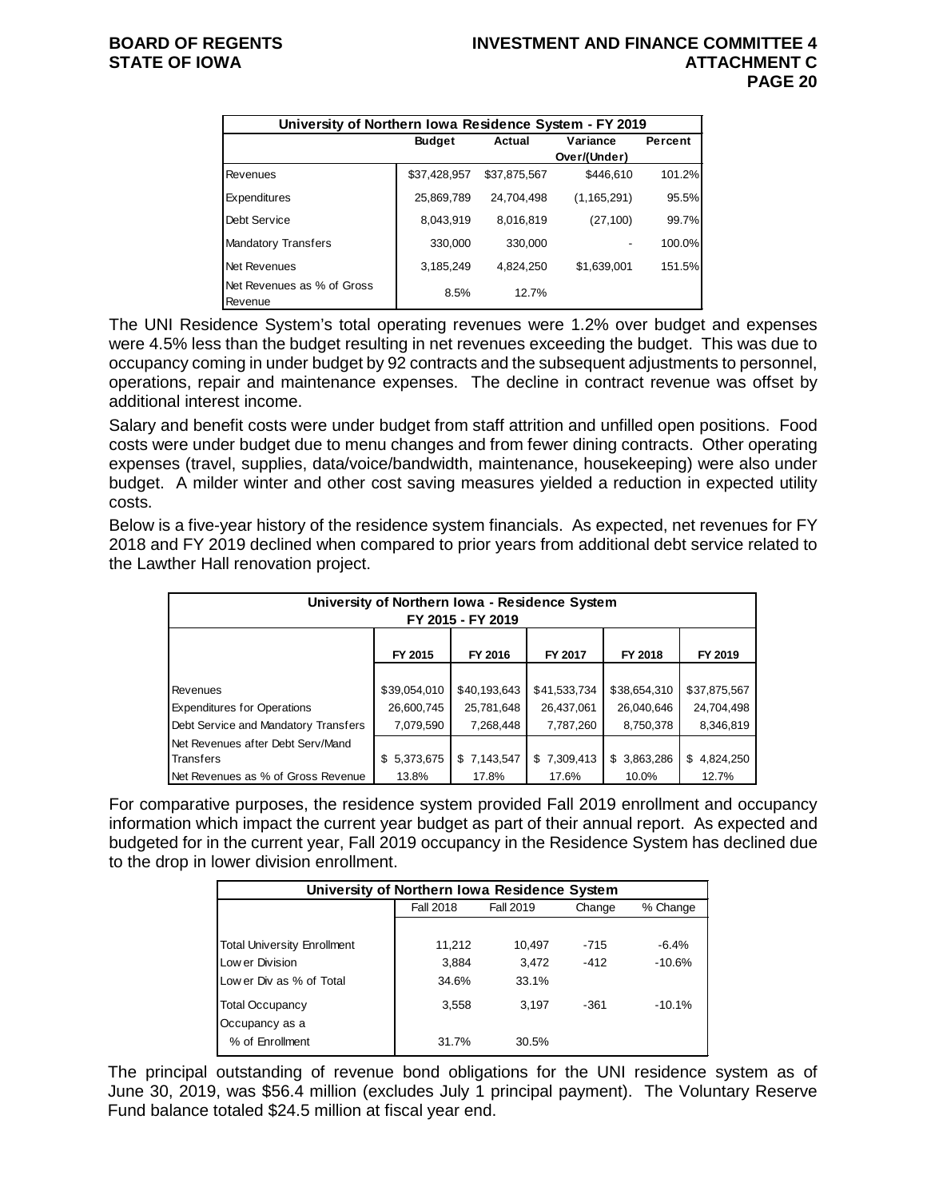| University of Northern Iowa Residence System - FY 2019 | | | | |
|---|---|---|---|---|
| | Budget | Actual | Variance Over/(Under) | Percent |
| Revenues | $37,428,957 | $37,875,567 | $446,610 | 101.2% |
| Expenditures | 25,869,789 | 24,704,498 | (1,165,291) | 95.5% |
| Debt Service | 8,043,919 | 8,016,819 | (27,100) | 99.7% |
| Mandatory Transfers | 330,000 | 330,000 | - | 100.0% |
| Net Revenues | 3,185,249 | 4,824,250 | $1,639,001 | 151.5% |
| Net Revenues as % of Gross Revenue | 8.5% | 12.7% | | |

The UNI Residence System's total operating revenues were 1.2% over budget and expenses were 4.5% less than the budget resulting in net revenues exceeding the budget. This was due to occupancy coming in under budget by 92 contracts and the subsequent adjustments to personnel, operations, repair and maintenance expenses. The decline in contract revenue was offset by additional interest income.

Salary and benefit costs were under budget from staff attrition and unfilled open positions. Food costs were under budget due to menu changes and from fewer dining contracts. Other operating expenses (travel, supplies, data/voice/bandwidth, maintenance, housekeeping) were also under budget. A milder winter and other cost saving measures yielded a reduction in expected utility costs.

Below is a five-year history of the residence system financials. As expected, net revenues for FY 2018 and FY 2019 declined when compared to prior years from additional debt service related to the Lawther Hall renovation project.

| University of Northern Iowa - Residence System FY 2015 - FY 2019 | | | | | |
|---|---|---|---|---|---|
| | FY 2015 | FY 2016 | FY 2017 | FY 2018 | FY 2019 |
| Revenues | $39,054,010 | $40,193,643 | $41,533,734 | $38,654,310 | $37,875,567 |
| Expenditures for Operations | 26,600,745 | 25,781,648 | 26,437,061 | 26,040,646 | 24,704,498 |
| Debt Service and Mandatory Transfers | 7,079,590 | 7,268,448 | 7,787,260 | 8,750,378 | 8,346,819 |
| Net Revenues after Debt Serv/Mand Transfers | $ 5,373,675 | $ 7,143,547 | $ 7,309,413 | $ 3,863,286 | $ 4,824,250 |
| Net Revenues as % of Gross Revenue | 13.8% | 17.8% | 17.6% | 10.0% | 12.7% |

For comparative purposes, the residence system provided Fall 2019 enrollment and occupancy information which impact the current year budget as part of their annual report. As expected and budgeted for in the current year, Fall 2019 occupancy in the Residence System has declined due to the drop in lower division enrollment.

| University of Northern Iowa Residence System | | | | |
|---|---|---|---|---|
| | Fall 2018 | Fall 2019 | Change | % Change |
| Total University Enrollment | 11,212 | 10,497 | -715 | -6.4% |
| Lower Division | 3,884 | 3,472 | -412 | -10.6% |
| Lower Div as % of Total | 34.6% | 33.1% | | |
| Total Occupancy | 3,558 | 3,197 | -361 | -10.1% |
| Occupancy as a % of Enrollment | 31.7% | 30.5% | | |

The principal outstanding of revenue bond obligations for the UNI residence system as of June 30, 2019, was $56.4 million (excludes July 1 principal payment). The Voluntary Reserve Fund balance totaled $24.5 million at fiscal year end.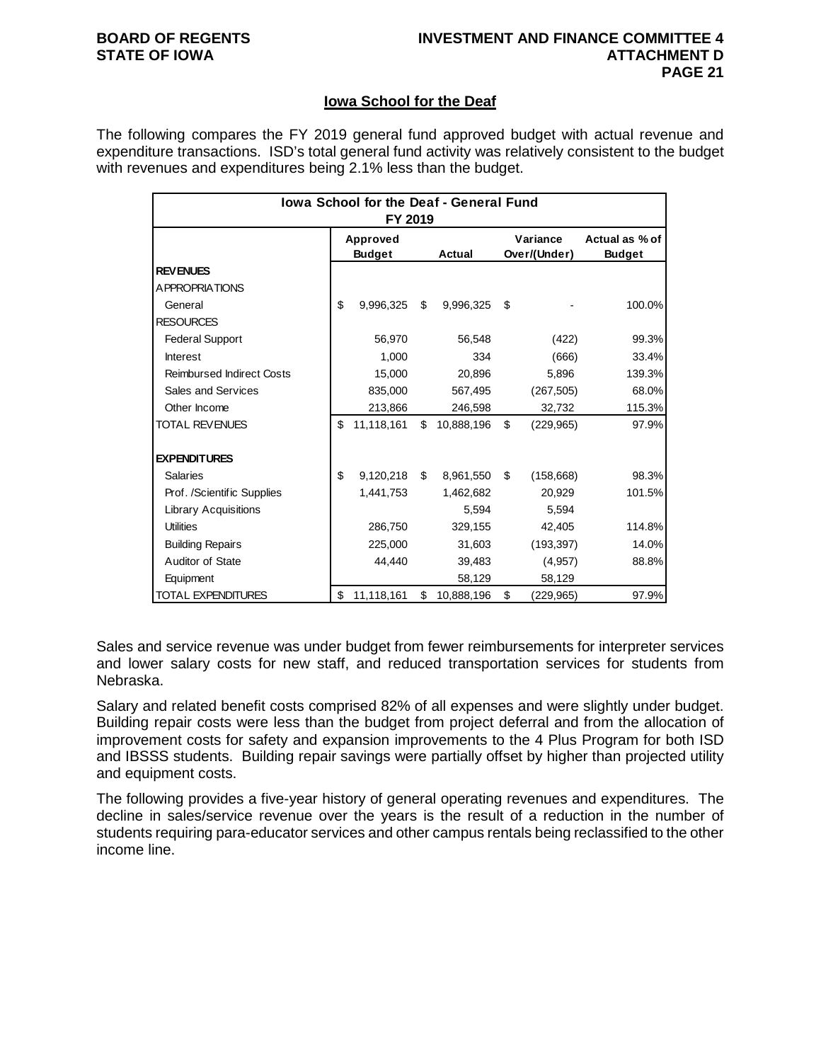## Iowa School for the Deaf

The following compares the FY 2019 general fund approved budget with actual revenue and expenditure transactions. ISD's total general fund activity was relatively consistent to the budget with revenues and expenditures being 2.1% less than the budget.

| Iowa School for the Deaf - General Fund FY 2019 | | | | |
|---|---|---|---|---|
| | Approved Budget | Actual | Variance Over/(Under) | Actual as % of Budget |
| **REVENUES** | | | | |
| APPROPRIATIONS | | | | |
| General | $ 9,996,325 | $ 9,996,325 | $ - | 100.0% |
| RESOURCES | | | | |
| Federal Support | 56,970 | 56,548 | (422) | 99.3% |
| Interest | 1,000 | 334 | (666) | 33.4% |
| Reimbursed Indirect Costs | 15,000 | 20,896 | 5,896 | 139.3% |
| Sales and Services | 835,000 | 567,495 | (267,505) | 68.0% |
| Other Income | 213,866 | 246,598 | 32,732 | 115.3% |
| TOTAL REVENUES | $ 11,118,161 | $ 10,888,196 | $ (229,965) | 97.9% |
| **EXPENDITURES** | | | | |
| Salaries | $ 9,120,218 | $ 8,961,550 | $ (158,668) | 98.3% |
| Prof. /Scientific Supplies | 1,441,753 | 1,462,682 | 20,929 | 101.5% |
| Library Acquisitions | | 5,594 | 5,594 | |
| Utilities | 286,750 | 329,155 | 42,405 | 114.8% |
| Building Repairs | 225,000 | 31,603 | (193,397) | 14.0% |
| Auditor of State | 44,440 | 39,483 | (4,957) | 88.8% |
| Equipment | | 58,129 | 58,129 | |
| TOTAL EXPENDITURES | $ 11,118,161 | $ 10,888,196 | $ (229,965) | 97.9% |

Sales and service revenue was under budget from fewer reimbursements for interpreter services and lower salary costs for new staff, and reduced transportation services for students from Nebraska.

Salary and related benefit costs comprised 82% of all expenses and were slightly under budget. Building repair costs were less than the budget from project deferral and from the allocation of improvement costs for safety and expansion improvements to the 4 Plus Program for both ISD and IBSSS students. Building repair savings were partially offset by higher than projected utility and equipment costs.

The following provides a five-year history of general operating revenues and expenditures. The decline in sales/service revenue over the years is the result of a reduction in the number of students requiring para-educator services and other campus rentals being reclassified to the other income line.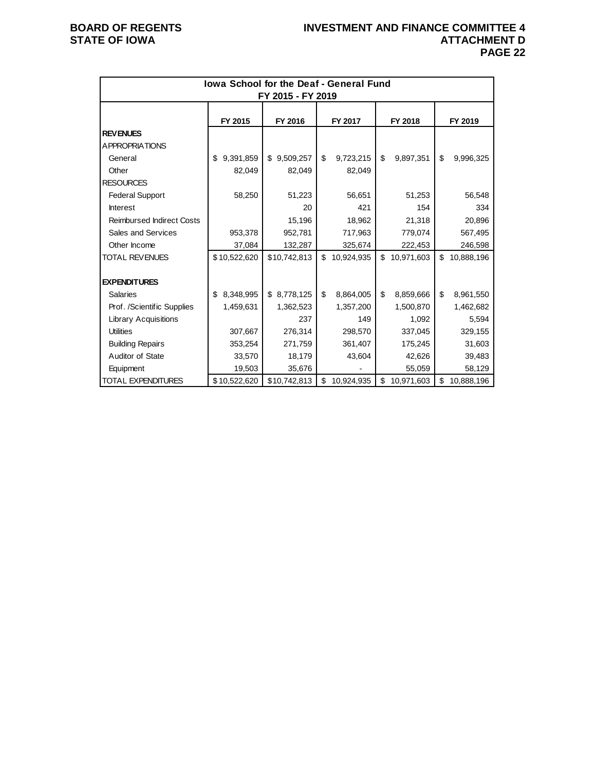| Iowa School for the Deaf - General Fund FY 2015 - FY 2019 | | | | | |
|---|---|---|---|---|---|
| | FY 2015 | FY 2016 | FY 2017 | FY 2018 | FY 2019 |
| **REVENUES** | | | | | |
| APPROPRIATIONS | | | | | |
| General | $ 9,391,859 | $ 9,509,257 | $ 9,723,215 | $ 9,897,351 | $ 9,996,325 |
| Other | 82,049 | 82,049 | 82,049 | | |
| RESOURCES | | | | | |
| Federal Support | 58,250 | 51,223 | 56,651 | 51,253 | 56,548 |
| Interest | | 20 | 421 | 154 | 334 |
| Reimbursed Indirect Costs | | 15,196 | 18,962 | 21,318 | 20,896 |
| Sales and Services | 953,378 | 952,781 | 717,963 | 779,074 | 567,495 |
| Other Income | 37,084 | 132,287 | 325,674 | 222,453 | 246,598 |
| TOTAL REVENUES | $10,522,620 | $10,742,813 | $ 10,924,935 | $ 10,971,603 | $ 10,888,196 |
| | | | | | |
| **EXPENDITURES** | | | | | |
| Salaries | $ 8,348,995 | $ 8,778,125 | $ 8,864,005 | $ 8,859,666 | $ 8,961,550 |
| Prof. /Scientific Supplies | 1,459,631 | 1,362,523 | 1,357,200 | 1,500,870 | 1,462,682 |
| Library Acquisitions | | 237 | 149 | 1,092 | 5,594 |
| Utilities | 307,667 | 276,314 | 298,570 | 337,045 | 329,155 |
| Building Repairs | 353,254 | 271,759 | 361,407 | 175,245 | 31,603 |
| Auditor of State | 33,570 | 18,179 | 43,604 | 42,626 | 39,483 |
| Equipment | 19,503 | 35,676 | - | 55,059 | 58,129 |
| TOTAL EXPENDITURES | $10,522,620 | $10,742,813 | $ 10,924,935 | $ 10,971,603 | $ 10,888,196 |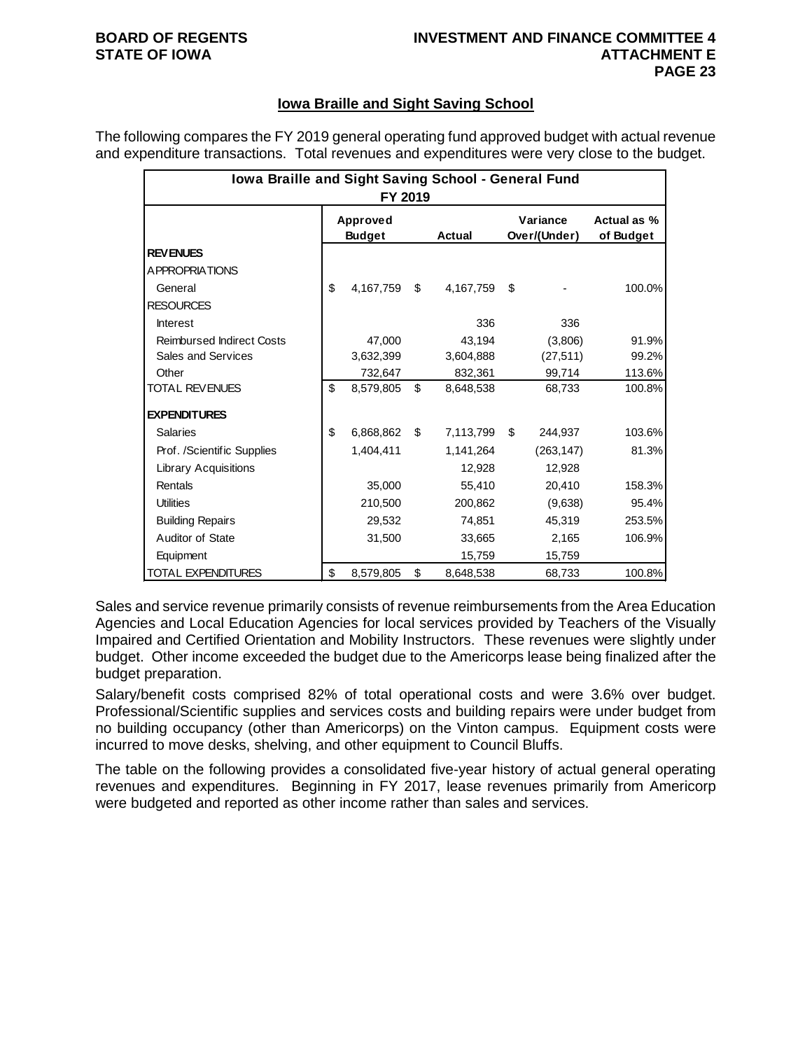## Iowa Braille and Sight Saving School

The following compares the FY 2019 general operating fund approved budget with actual revenue and expenditure transactions. Total revenues and expenditures were very close to the budget.

| Iowa Braille and Sight Saving School - General Fund FY 2019 | | | | |
|---|---|---|---|---|
| | Approved Budget | Actual | Variance Over/(Under) | Actual as % of Budget |
| **REVENUES** | | | | |
| APPROPRIATIONS | | | | |
| General | $ 4,167,759 | $ 4,167,759 | $ - | 100.0% |
| RESOURCES | | | | |
| Interest | | 336 | 336 | |
| Reimbursed Indirect Costs | 47,000 | 43,194 | (3,806) | 91.9% |
| Sales and Services | 3,632,399 | 3,604,888 | (27,511) | 99.2% |
| Other | 732,647 | 832,361 | 99,714 | 113.6% |
| TOTAL REVENUES | $ 8,579,805 | $ 8,648,538 | 68,733 | 100.8% |
| **EXPENDITURES** | | | | |
| Salaries | $ 6,868,862 | $ 7,113,799 | $ 244,937 | 103.6% |
| Prof. /Scientific Supplies | 1,404,411 | 1,141,264 | (263,147) | 81.3% |
| Library Acquisitions | | 12,928 | 12,928 | |
| Rentals | 35,000 | 55,410 | 20,410 | 158.3% |
| Utilities | 210,500 | 200,862 | (9,638) | 95.4% |
| Building Repairs | 29,532 | 74,851 | 45,319 | 253.5% |
| Auditor of State | 31,500 | 33,665 | 2,165 | 106.9% |
| Equipment | | 15,759 | 15,759 | |
| TOTAL EXPENDITURES | $ 8,579,805 | $ 8,648,538 | 68,733 | 100.8% |

Sales and service revenue primarily consists of revenue reimbursements from the Area Education Agencies and Local Education Agencies for local services provided by Teachers of the Visually Impaired and Certified Orientation and Mobility Instructors. These revenues were slightly under budget. Other income exceeded the budget due to the Americorps lease being finalized after the budget preparation.

Salary/benefit costs comprised 82% of total operational costs and were 3.6% over budget. Professional/Scientific supplies and services costs and building repairs were under budget from no building occupancy (other than Americorps) on the Vinton campus. Equipment costs were incurred to move desks, shelving, and other equipment to Council Bluffs.

The table on the following provides a consolidated five-year history of actual general operating revenues and expenditures. Beginning in FY 2017, lease revenues primarily from Americorp were budgeted and reported as other income rather than sales and services.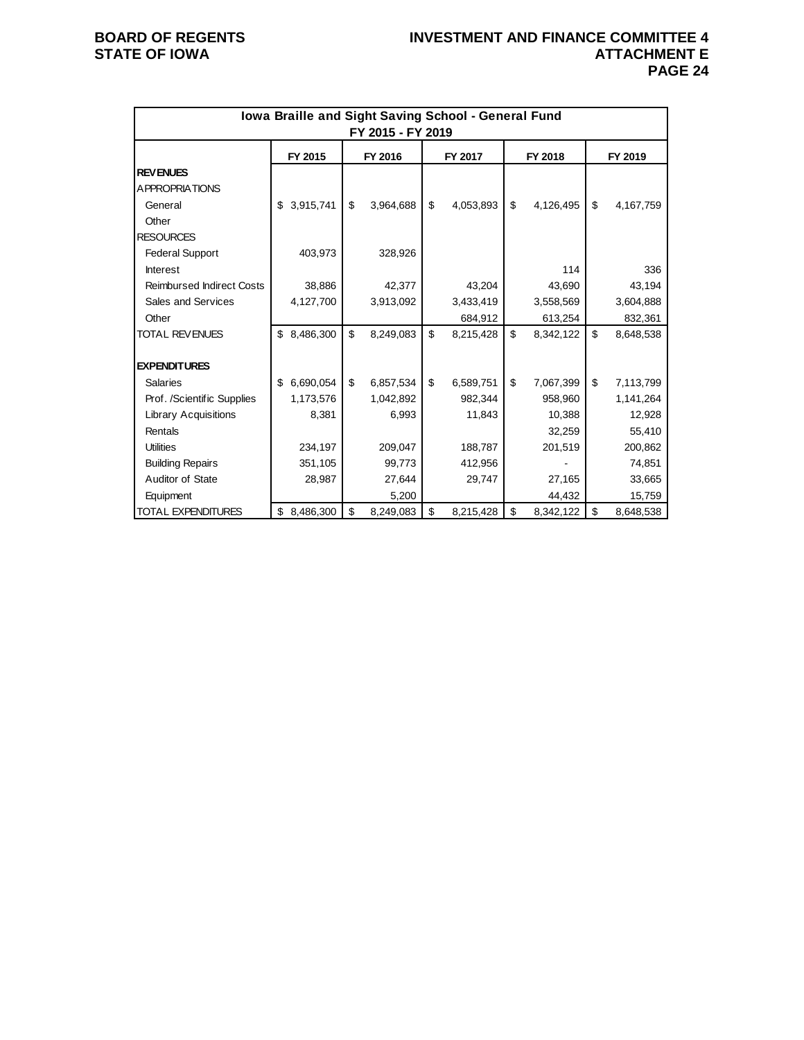BOARD OF REGENTS
STATE OF IOWA

INVESTMENT AND FINANCE COMMITTEE 4
ATTACHMENT E

| Iowa Braille and Sight Saving School - General Fund FY 2015 - FY 2019 | | | | | |
|---|---|---|---|---|---|
| | FY 2015 | FY 2016 | FY 2017 | FY 2018 | FY 2019 |
| **REVENUES** | | | | | |
| APPROPRIATIONS | | | | | |
| General | $ 3,915,741 | $ 3,964,688 | $ 4,053,893 | $ 4,126,495 | $ 4,167,759 |
| Other | | | | | |
| RESOURCES | | | | | |
| Federal Support | 403,973 | 328,926 | | | |
| Interest | | | | 114 | 336 |
| Reimbursed Indirect Costs | 38,886 | 42,377 | 43,204 | 43,690 | 43,194 |
| Sales and Services | 4,127,700 | 3,913,092 | 3,433,419 | 3,558,569 | 3,604,888 |
| Other | | | 684,912 | 613,254 | 832,361 |
| TOTAL REVENUES | $ 8,486,300 | $ 8,249,083 | $ 8,215,428 | $ 8,342,122 | $ 8,648,538 |
| | | | | | |
| **EXPENDITURES** | | | | | |
| Salaries | $ 6,690,054 | $ 6,857,534 | $ 6,589,751 | $ 7,067,399 | $ 7,113,799 |
| Prof. /Scientific Supplies | 1,173,576 | 1,042,892 | 982,344 | 958,960 | 1,141,264 |
| Library Acquisitions | 8,381 | 6,993 | 11,843 | 10,388 | 12,928 |
| Rentals | | | | 32,259 | 55,410 |
| Utilities | 234,197 | 209,047 | 188,787 | 201,519 | 200,862 |
| Building Repairs | 351,105 | 99,773 | 412,956 | - | 74,851 |
| Auditor of State | 28,987 | 27,644 | 29,747 | 27,165 | 33,665 |
| Equipment | | 5,200 | | 44,432 | 15,759 |
| TOTAL EXPENDITURES | $ 8,486,300 | $ 8,249,083 | $ 8,215,428 | $ 8,342,122 | $ 8,648,538 |